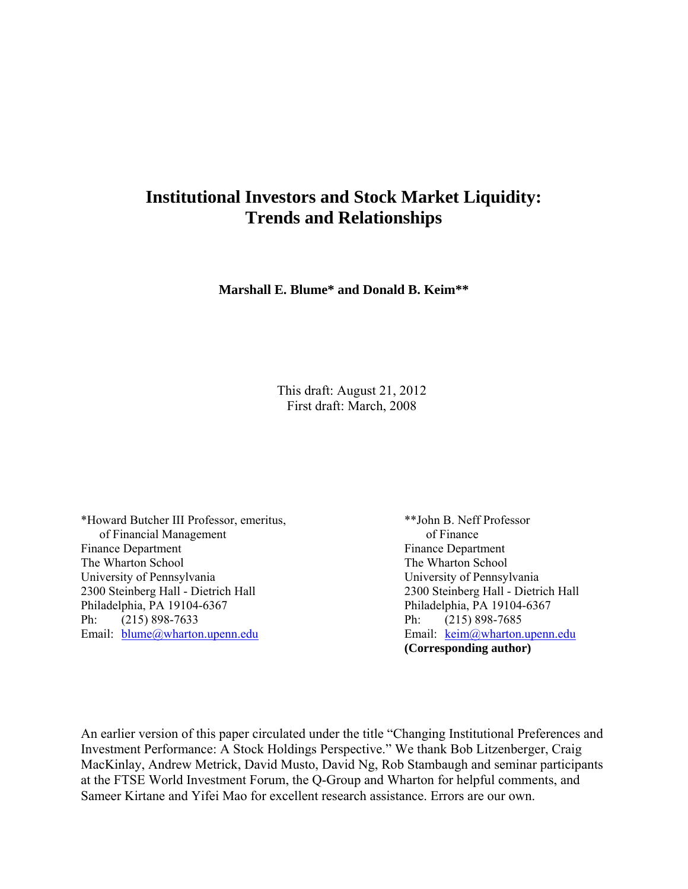# Institutional Investors and Stock Market Liquidity: Trends and Relationships

**Marshall E. Blume\* and Donald B. Keim\*\***

This draft: August 21, 2012
First draft: March, 2008

\*Howard Butcher III Professor, emeritus,
of Financial Management
Finance Department
The Wharton School
University of Pennsylvania
2300 Steinberg Hall - Dietrich Hall
Philadelphia, PA 19104-6367
Ph: (215) 898-7633
Email: blume@wharton.upenn.edu

\*\*John B. Neff Professor
of Finance
Finance Department
The Wharton School
University of Pennsylvania
2300 Steinberg Hall - Dietrich Hall
Philadelphia, PA 19104-6367
Ph: (215) 898-7685
Email: keim@wharton.upenn.edu
**(Corresponding author)**

An earlier version of this paper circulated under the title "Changing Institutional Preferences and Investment Performance: A Stock Holdings Perspective." We thank Bob Litzenberger, Craig MacKinlay, Andrew Metrick, David Musto, David Ng, Rob Stambaugh and seminar participants at the FTSE World Investment Forum, the Q-Group and Wharton for helpful comments, and Sameer Kirtane and Yifei Mao for excellent research assistance. Errors are our own.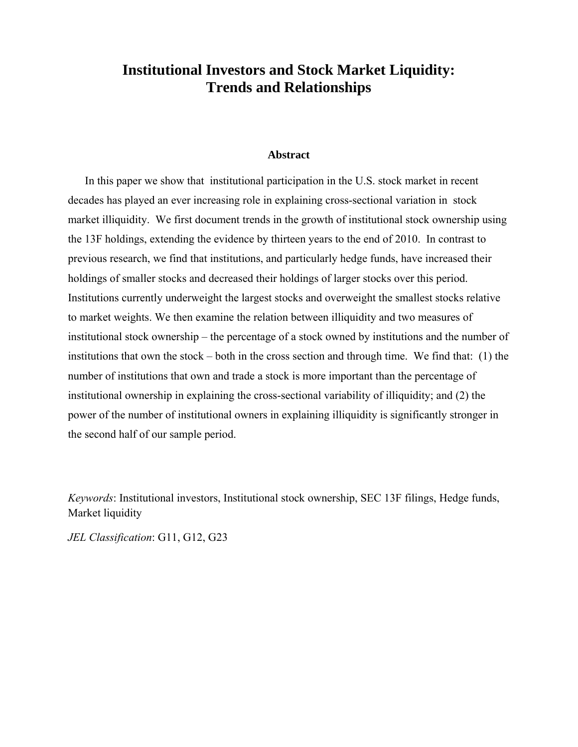# Institutional Investors and Stock Market Liquidity: Trends and Relationships

### Abstract

In this paper we show that institutional participation in the U.S. stock market in recent decades has played an ever increasing role in explaining cross-sectional variation in stock market illiquidity. We first document trends in the growth of institutional stock ownership using the 13F holdings, extending the evidence by thirteen years to the end of 2010. In contrast to previous research, we find that institutions, and particularly hedge funds, have increased their holdings of smaller stocks and decreased their holdings of larger stocks over this period. Institutions currently underweight the largest stocks and overweight the smallest stocks relative to market weights. We then examine the relation between illiquidity and two measures of institutional stock ownership – the percentage of a stock owned by institutions and the number of institutions that own the stock – both in the cross section and through time. We find that: (1) the number of institutions that own and trade a stock is more important than the percentage of institutional ownership in explaining the cross-sectional variability of illiquidity; and (2) the power of the number of institutional owners in explaining illiquidity is significantly stronger in the second half of our sample period.

*Keywords*: Institutional investors, Institutional stock ownership, SEC 13F filings, Hedge funds, Market liquidity

*JEL Classification*: G11, G12, G23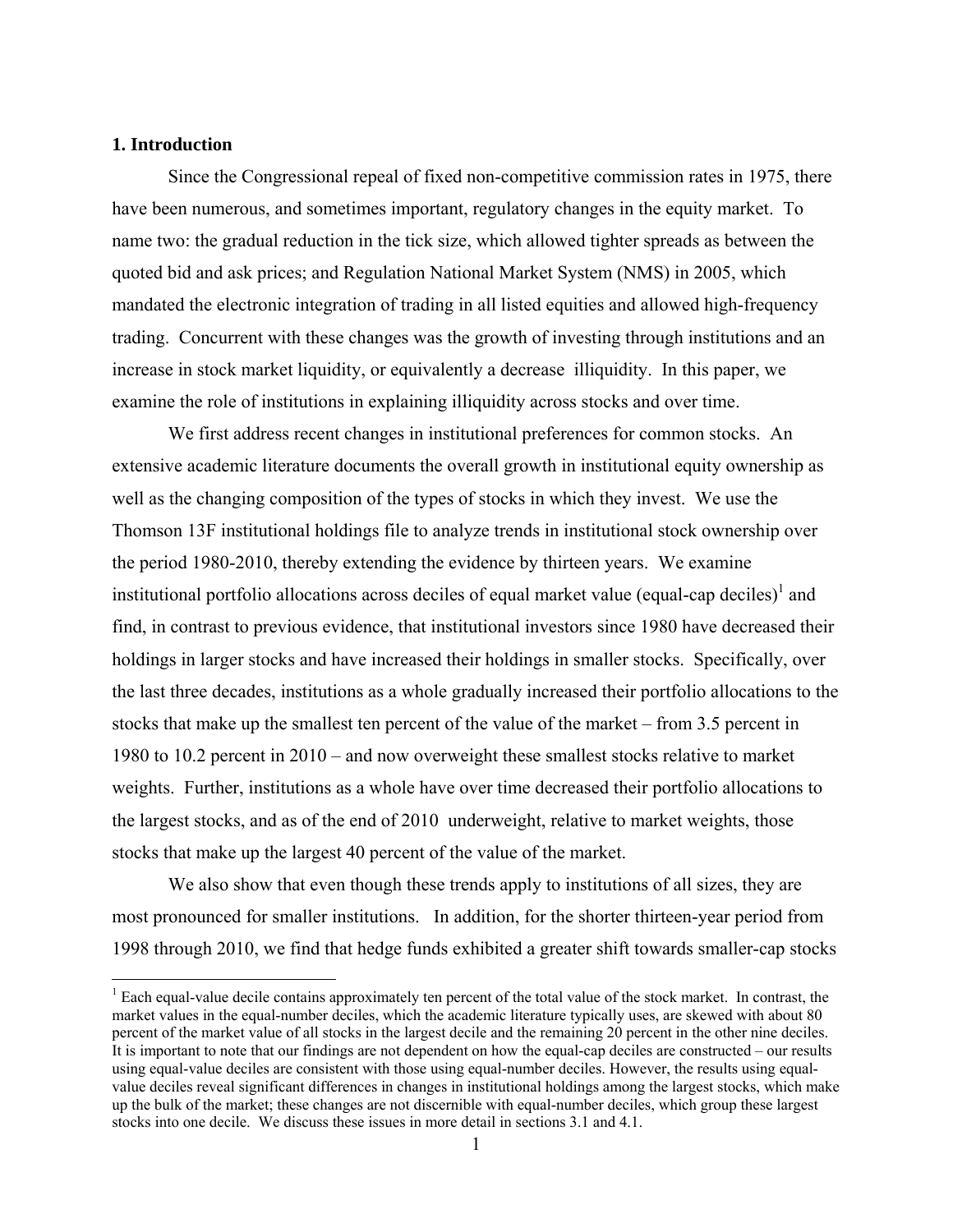## 1. Introduction

Since the Congressional repeal of fixed non-competitive commission rates in 1975, there have been numerous, and sometimes important, regulatory changes in the equity market. To name two: the gradual reduction in the tick size, which allowed tighter spreads as between the quoted bid and ask prices; and Regulation National Market System (NMS) in 2005, which mandated the electronic integration of trading in all listed equities and allowed high-frequency trading. Concurrent with these changes was the growth of investing through institutions and an increase in stock market liquidity, or equivalently a decrease illiquidity. In this paper, we examine the role of institutions in explaining illiquidity across stocks and over time.

We first address recent changes in institutional preferences for common stocks. An extensive academic literature documents the overall growth in institutional equity ownership as well as the changing composition of the types of stocks in which they invest. We use the Thomson 13F institutional holdings file to analyze trends in institutional stock ownership over the period 1980-2010, thereby extending the evidence by thirteen years. We examine institutional portfolio allocations across deciles of equal market value (equal-cap deciles)[1] and find, in contrast to previous evidence, that institutional investors since 1980 have decreased their holdings in larger stocks and have increased their holdings in smaller stocks. Specifically, over the last three decades, institutions as a whole gradually increased their portfolio allocations to the stocks that make up the smallest ten percent of the value of the market – from 3.5 percent in 1980 to 10.2 percent in 2010 – and now overweight these smallest stocks relative to market weights. Further, institutions as a whole have over time decreased their portfolio allocations to the largest stocks, and as of the end of 2010 underweight, relative to market weights, those stocks that make up the largest 40 percent of the value of the market.

We also show that even though these trends apply to institutions of all sizes, they are most pronounced for smaller institutions. In addition, for the shorter thirteen-year period from 1998 through 2010, we find that hedge funds exhibited a greater shift towards smaller-cap stocks

[1] Each equal-value decile contains approximately ten percent of the total value of the stock market. In contrast, the market values in the equal-number deciles, which the academic literature typically uses, are skewed with about 80 percent of the market value of all stocks in the largest decile and the remaining 20 percent in the other nine deciles. It is important to note that our findings are not dependent on how the equal-cap deciles are constructed – our results using equal-value deciles are consistent with those using equal-number deciles. However, the results using equal-value deciles reveal significant differences in changes in institutional holdings among the largest stocks, which make up the bulk of the market; these changes are not discernible with equal-number deciles, which group these largest stocks into one decile. We discuss these issues in more detail in sections 3.1 and 4.1.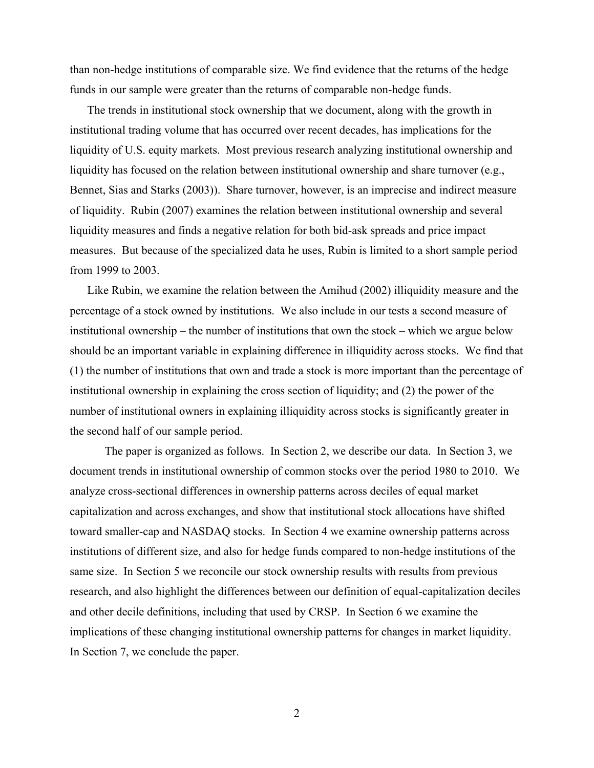than non-hedge institutions of comparable size. We find evidence that the returns of the hedge funds in our sample were greater than the returns of comparable non-hedge funds.

The trends in institutional stock ownership that we document, along with the growth in institutional trading volume that has occurred over recent decades, has implications for the liquidity of U.S. equity markets. Most previous research analyzing institutional ownership and liquidity has focused on the relation between institutional ownership and share turnover (e.g., Bennet, Sias and Starks (2003)). Share turnover, however, is an imprecise and indirect measure of liquidity. Rubin (2007) examines the relation between institutional ownership and several liquidity measures and finds a negative relation for both bid-ask spreads and price impact measures. But because of the specialized data he uses, Rubin is limited to a short sample period from 1999 to 2003.

Like Rubin, we examine the relation between the Amihud (2002) illiquidity measure and the percentage of a stock owned by institutions. We also include in our tests a second measure of institutional ownership – the number of institutions that own the stock – which we argue below should be an important variable in explaining difference in illiquidity across stocks. We find that (1) the number of institutions that own and trade a stock is more important than the percentage of institutional ownership in explaining the cross section of liquidity; and (2) the power of the number of institutional owners in explaining illiquidity across stocks is significantly greater in the second half of our sample period.

The paper is organized as follows. In Section 2, we describe our data. In Section 3, we document trends in institutional ownership of common stocks over the period 1980 to 2010. We analyze cross-sectional differences in ownership patterns across deciles of equal market capitalization and across exchanges, and show that institutional stock allocations have shifted toward smaller-cap and NASDAQ stocks. In Section 4 we examine ownership patterns across institutions of different size, and also for hedge funds compared to non-hedge institutions of the same size. In Section 5 we reconcile our stock ownership results with results from previous research, and also highlight the differences between our definition of equal-capitalization deciles and other decile definitions, including that used by CRSP. In Section 6 we examine the implications of these changing institutional ownership patterns for changes in market liquidity. In Section 7, we conclude the paper.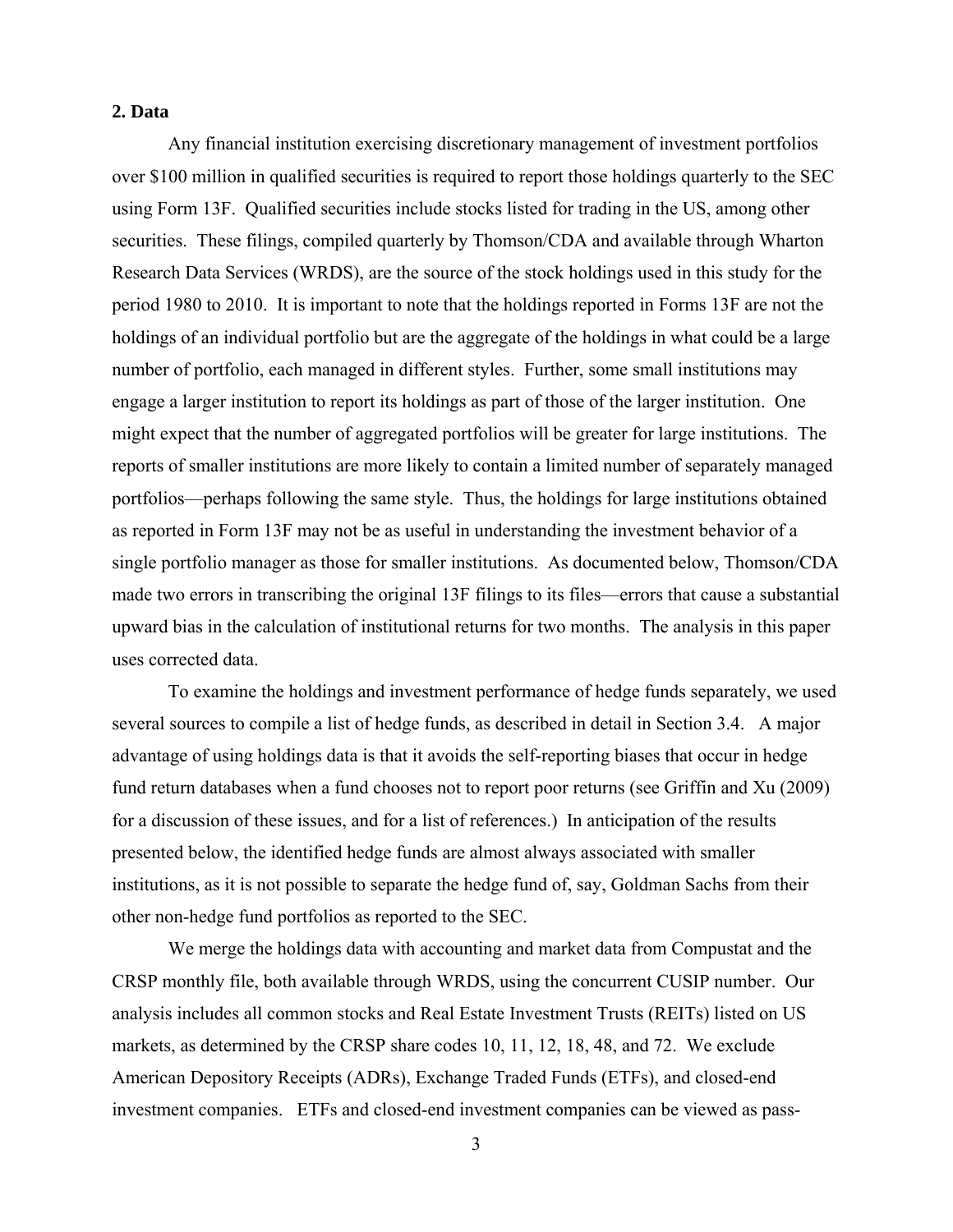## 2. Data

Any financial institution exercising discretionary management of investment portfolios over $100 million in qualified securities is required to report those holdings quarterly to the SEC using Form 13F. Qualified securities include stocks listed for trading in the US, among other securities. These filings, compiled quarterly by Thomson/CDA and available through Wharton Research Data Services (WRDS), are the source of the stock holdings used in this study for the period 1980 to 2010. It is important to note that the holdings reported in Forms 13F are not the holdings of an individual portfolio but are the aggregate of the holdings in what could be a large number of portfolio, each managed in different styles. Further, some small institutions may engage a larger institution to report its holdings as part of those of the larger institution. One might expect that the number of aggregated portfolios will be greater for large institutions. The reports of smaller institutions are more likely to contain a limited number of separately managed portfolios—perhaps following the same style. Thus, the holdings for large institutions obtained as reported in Form 13F may not be as useful in understanding the investment behavior of a single portfolio manager as those for smaller institutions. As documented below, Thomson/CDA made two errors in transcribing the original 13F filings to its files—errors that cause a substantial upward bias in the calculation of institutional returns for two months. The analysis in this paper uses corrected data.

To examine the holdings and investment performance of hedge funds separately, we used several sources to compile a list of hedge funds, as described in detail in Section 3.4. A major advantage of using holdings data is that it avoids the self-reporting biases that occur in hedge fund return databases when a fund chooses not to report poor returns (see Griffin and Xu (2009) for a discussion of these issues, and for a list of references.) In anticipation of the results presented below, the identified hedge funds are almost always associated with smaller institutions, as it is not possible to separate the hedge fund of, say, Goldman Sachs from their other non-hedge fund portfolios as reported to the SEC.

We merge the holdings data with accounting and market data from Compustat and the CRSP monthly file, both available through WRDS, using the concurrent CUSIP number. Our analysis includes all common stocks and Real Estate Investment Trusts (REITs) listed on US markets, as determined by the CRSP share codes 10, 11, 12, 18, 48, and 72. We exclude American Depository Receipts (ADRs), Exchange Traded Funds (ETFs), and closed-end investment companies. ETFs and closed-end investment companies can be viewed as pass-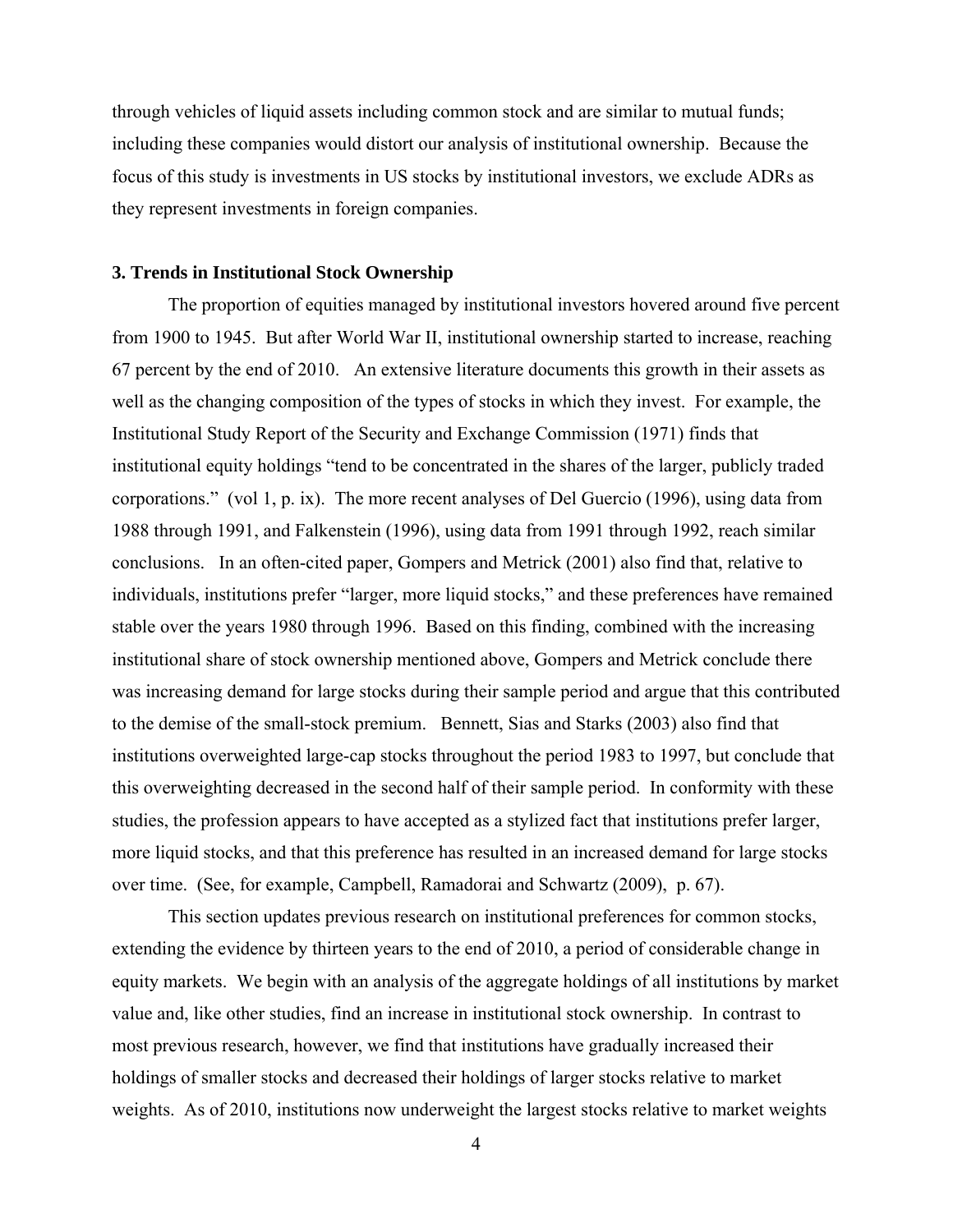through vehicles of liquid assets including common stock and are similar to mutual funds; including these companies would distort our analysis of institutional ownership. Because the focus of this study is investments in US stocks by institutional investors, we exclude ADRs as they represent investments in foreign companies.

### 3. Trends in Institutional Stock Ownership

The proportion of equities managed by institutional investors hovered around five percent from 1900 to 1945. But after World War II, institutional ownership started to increase, reaching 67 percent by the end of 2010. An extensive literature documents this growth in their assets as well as the changing composition of the types of stocks in which they invest. For example, the Institutional Study Report of the Security and Exchange Commission (1971) finds that institutional equity holdings "tend to be concentrated in the shares of the larger, publicly traded corporations." (vol 1, p. ix). The more recent analyses of Del Guercio (1996), using data from 1988 through 1991, and Falkenstein (1996), using data from 1991 through 1992, reach similar conclusions. In an often-cited paper, Gompers and Metrick (2001) also find that, relative to individuals, institutions prefer "larger, more liquid stocks," and these preferences have remained stable over the years 1980 through 1996. Based on this finding, combined with the increasing institutional share of stock ownership mentioned above, Gompers and Metrick conclude there was increasing demand for large stocks during their sample period and argue that this contributed to the demise of the small-stock premium. Bennett, Sias and Starks (2003) also find that institutions overweighted large-cap stocks throughout the period 1983 to 1997, but conclude that this overweighting decreased in the second half of their sample period. In conformity with these studies, the profession appears to have accepted as a stylized fact that institutions prefer larger, more liquid stocks, and that this preference has resulted in an increased demand for large stocks over time. (See, for example, Campbell, Ramadorai and Schwartz (2009), p. 67).

This section updates previous research on institutional preferences for common stocks, extending the evidence by thirteen years to the end of 2010, a period of considerable change in equity markets. We begin with an analysis of the aggregate holdings of all institutions by market value and, like other studies, find an increase in institutional stock ownership. In contrast to most previous research, however, we find that institutions have gradually increased their holdings of smaller stocks and decreased their holdings of larger stocks relative to market weights. As of 2010, institutions now underweight the largest stocks relative to market weights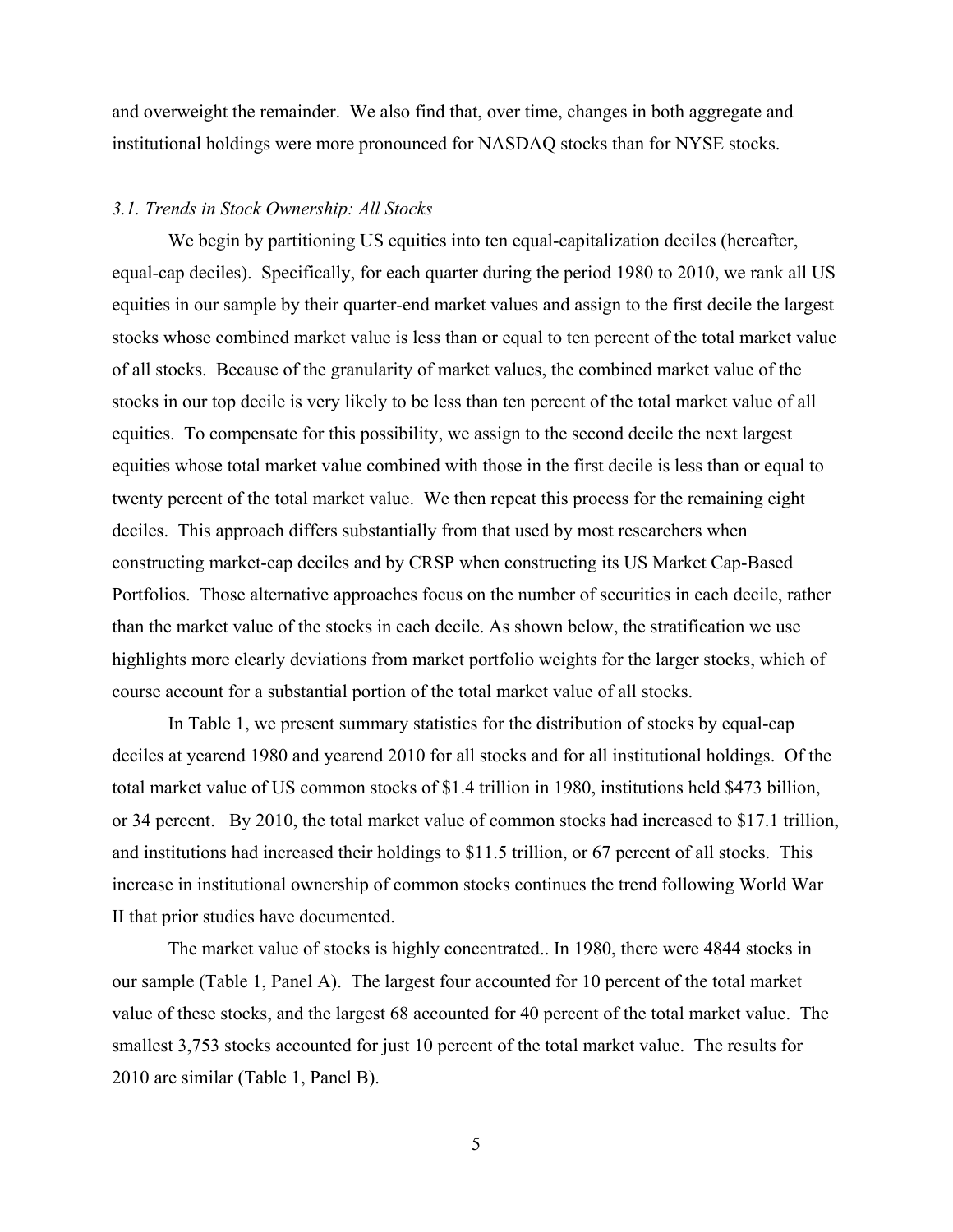and overweight the remainder. We also find that, over time, changes in both aggregate and institutional holdings were more pronounced for NASDAQ stocks than for NYSE stocks.

### *3.1. Trends in Stock Ownership: All Stocks*

We begin by partitioning US equities into ten equal-capitalization deciles (hereafter, equal-cap deciles). Specifically, for each quarter during the period 1980 to 2010, we rank all US equities in our sample by their quarter-end market values and assign to the first decile the largest stocks whose combined market value is less than or equal to ten percent of the total market value of all stocks. Because of the granularity of market values, the combined market value of the stocks in our top decile is very likely to be less than ten percent of the total market value of all equities. To compensate for this possibility, we assign to the second decile the next largest equities whose total market value combined with those in the first decile is less than or equal to twenty percent of the total market value. We then repeat this process for the remaining eight deciles. This approach differs substantially from that used by most researchers when constructing market-cap deciles and by CRSP when constructing its US Market Cap-Based Portfolios. Those alternative approaches focus on the number of securities in each decile, rather than the market value of the stocks in each decile. As shown below, the stratification we use highlights more clearly deviations from market portfolio weights for the larger stocks, which of course account for a substantial portion of the total market value of all stocks.

In Table 1, we present summary statistics for the distribution of stocks by equal-cap deciles at yearend 1980 and yearend 2010 for all stocks and for all institutional holdings. Of the total market value of US common stocks of $1.4 trillion in 1980, institutions held $473 billion, or 34 percent. By 2010, the total market value of common stocks had increased to $17.1 trillion, and institutions had increased their holdings to $11.5 trillion, or 67 percent of all stocks. This increase in institutional ownership of common stocks continues the trend following World War II that prior studies have documented.

The market value of stocks is highly concentrated.. In 1980, there were 4844 stocks in our sample (Table 1, Panel A). The largest four accounted for 10 percent of the total market value of these stocks, and the largest 68 accounted for 40 percent of the total market value. The smallest 3,753 stocks accounted for just 10 percent of the total market value. The results for 2010 are similar (Table 1, Panel B).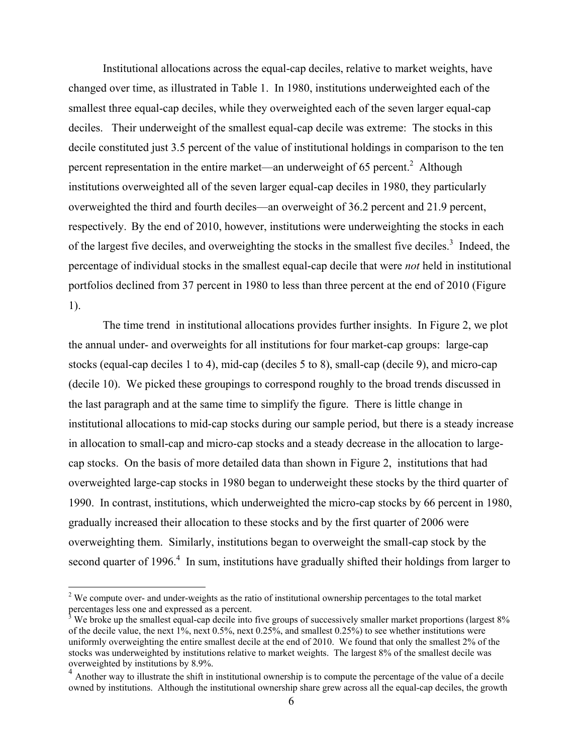Institutional allocations across the equal-cap deciles, relative to market weights, have changed over time, as illustrated in Table 1. In 1980, institutions underweighted each of the smallest three equal-cap deciles, while they overweighted each of the seven larger equal-cap deciles. Their underweight of the smallest equal-cap decile was extreme: The stocks in this decile constituted just 3.5 percent of the value of institutional holdings in comparison to the ten percent representation in the entire market—an underweight of 65 percent.[2] Although institutions overweighted all of the seven larger equal-cap deciles in 1980, they particularly overweighted the third and fourth deciles—an overweight of 36.2 percent and 21.9 percent, respectively. By the end of 2010, however, institutions were underweighting the stocks in each of the largest five deciles, and overweighting the stocks in the smallest five deciles.[3] Indeed, the percentage of individual stocks in the smallest equal-cap decile that were *not* held in institutional portfolios declined from 37 percent in 1980 to less than three percent at the end of 2010 (Figure 1).

The time trend in institutional allocations provides further insights. In Figure 2, we plot the annual under- and overweights for all institutions for four market-cap groups: large-cap stocks (equal-cap deciles 1 to 4), mid-cap (deciles 5 to 8), small-cap (decile 9), and micro-cap (decile 10). We picked these groupings to correspond roughly to the broad trends discussed in the last paragraph and at the same time to simplify the figure. There is little change in institutional allocations to mid-cap stocks during our sample period, but there is a steady increase in allocation to small-cap and micro-cap stocks and a steady decrease in the allocation to large-cap stocks. On the basis of more detailed data than shown in Figure 2, institutions that had overweighted large-cap stocks in 1980 began to underweight these stocks by the third quarter of 1990. In contrast, institutions, which underweighted the micro-cap stocks by 66 percent in 1980, gradually increased their allocation to these stocks and by the first quarter of 2006 were overweighting them. Similarly, institutions began to overweight the small-cap stock by the second quarter of 1996.[4] In sum, institutions have gradually shifted their holdings from larger to

[2] We compute over- and under-weights as the ratio of institutional ownership percentages to the total market percentages less one and expressed as a percent.

[3] We broke up the smallest equal-cap decile into five groups of successively smaller market proportions (largest 8% of the decile value, the next 1%, next 0.5%, next 0.25%, and smallest 0.25%) to see whether institutions were uniformly overweighting the entire smallest decile at the end of 2010. We found that only the smallest 2% of the stocks was underweighted by institutions relative to market weights. The largest 8% of the smallest decile was overweighted by institutions by 8.9%.

[4] Another way to illustrate the shift in institutional ownership is to compute the percentage of the value of a decile owned by institutions. Although the institutional ownership share grew across all the equal-cap deciles, the growth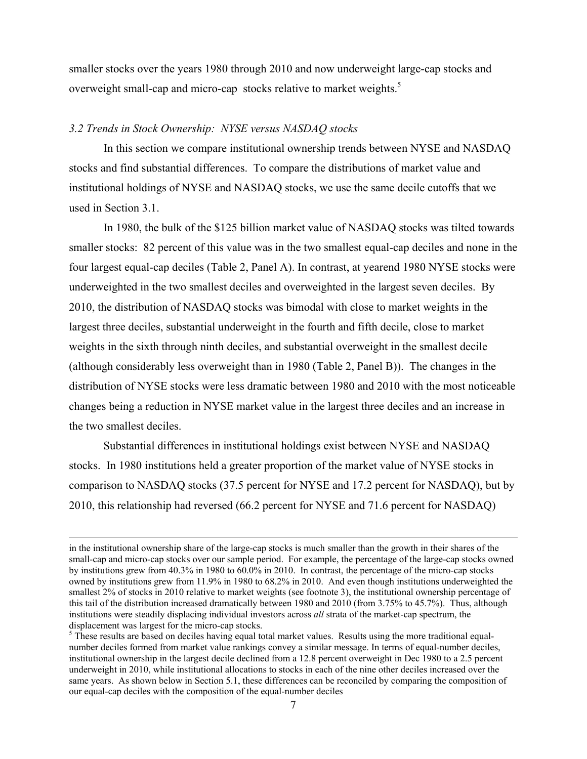smaller stocks over the years 1980 through 2010 and now underweight large-cap stocks and overweight small-cap and micro-cap stocks relative to market weights.[5]

### *3.2 Trends in Stock Ownership: NYSE versus NASDAQ stocks*

In this section we compare institutional ownership trends between NYSE and NASDAQ stocks and find substantial differences. To compare the distributions of market value and institutional holdings of NYSE and NASDAQ stocks, we use the same decile cutoffs that we used in Section 3.1.

In 1980, the bulk of the $125 billion market value of NASDAQ stocks was tilted towards smaller stocks: 82 percent of this value was in the two smallest equal-cap deciles and none in the four largest equal-cap deciles (Table 2, Panel A). In contrast, at yearend 1980 NYSE stocks were underweighted in the two smallest deciles and overweighted in the largest seven deciles. By 2010, the distribution of NASDAQ stocks was bimodal with close to market weights in the largest three deciles, substantial underweight in the fourth and fifth decile, close to market weights in the sixth through ninth deciles, and substantial overweight in the smallest decile (although considerably less overweight than in 1980 (Table 2, Panel B)). The changes in the distribution of NYSE stocks were less dramatic between 1980 and 2010 with the most noticeable changes being a reduction in NYSE market value in the largest three deciles and an increase in the two smallest deciles.

Substantial differences in institutional holdings exist between NYSE and NASDAQ stocks. In 1980 institutions held a greater proportion of the market value of NYSE stocks in comparison to NASDAQ stocks (37.5 percent for NYSE and 17.2 percent for NASDAQ), but by 2010, this relationship had reversed (66.2 percent for NYSE and 71.6 percent for NASDAQ)

---

in the institutional ownership share of the large-cap stocks is much smaller than the growth in their shares of the small-cap and micro-cap stocks over our sample period. For example, the percentage of the large-cap stocks owned by institutions grew from 40.3% in 1980 to 60.0% in 2010. In contrast, the percentage of the micro-cap stocks owned by institutions grew from 11.9% in 1980 to 68.2% in 2010. And even though institutions underweighted the smallest 2% of stocks in 2010 relative to market weights (see footnote 3), the institutional ownership percentage of this tail of the distribution increased dramatically between 1980 and 2010 (from 3.75% to 45.7%). Thus, although institutions were steadily displacing individual investors across *all* strata of the market-cap spectrum, the displacement was largest for the micro-cap stocks.

[5] These results are based on deciles having equal total market values. Results using the more traditional equal-number deciles formed from market value rankings convey a similar message. In terms of equal-number deciles, institutional ownership in the largest decile declined from a 12.8 percent overweight in Dec 1980 to a 2.5 percent underweight in 2010, while institutional allocations to stocks in each of the nine other deciles increased over the same years. As shown below in Section 5.1, these differences can be reconciled by comparing the composition of our equal-cap deciles with the composition of the equal-number deciles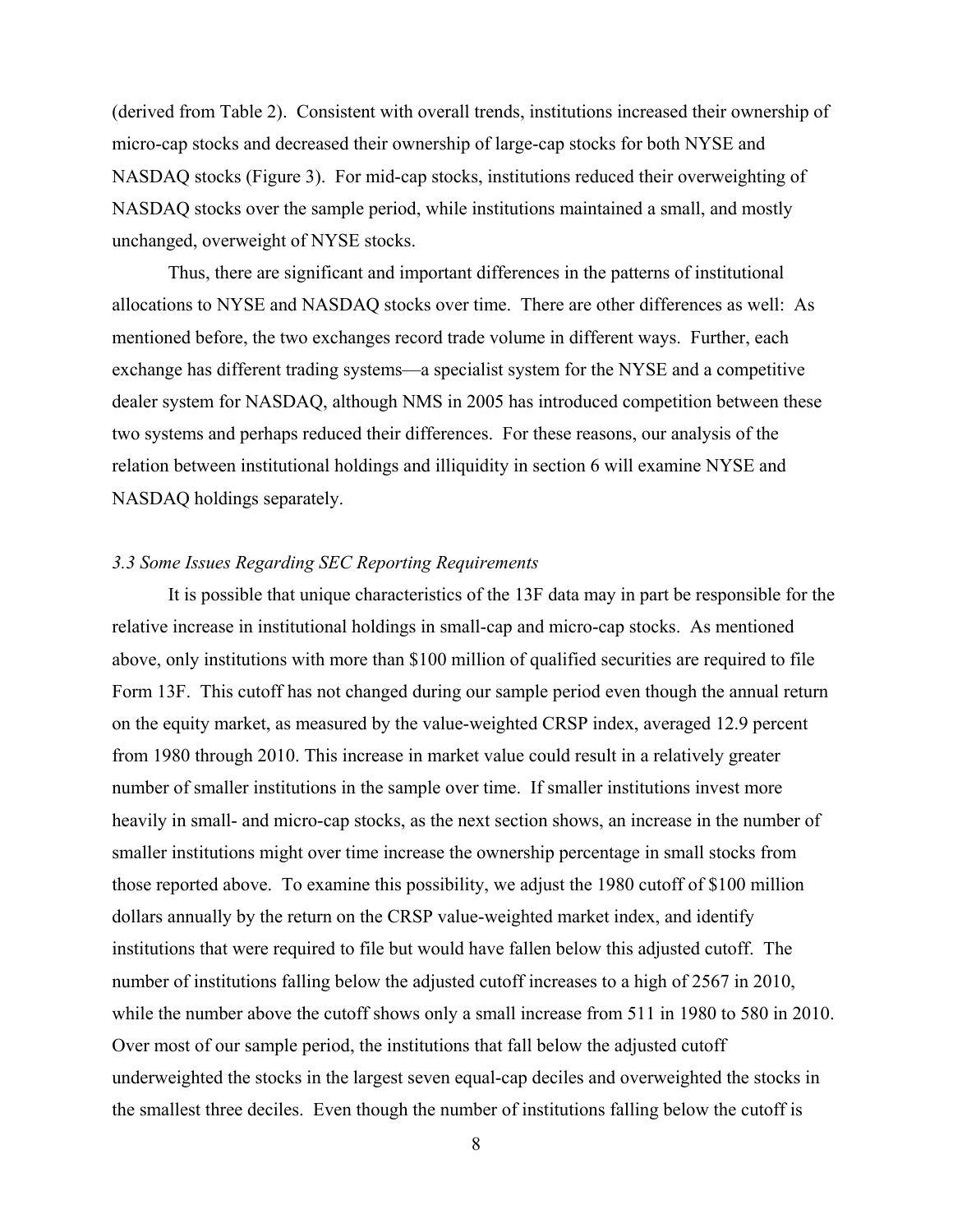(derived from Table 2). Consistent with overall trends, institutions increased their ownership of micro-cap stocks and decreased their ownership of large-cap stocks for both NYSE and NASDAQ stocks (Figure 3). For mid-cap stocks, institutions reduced their overweighting of NASDAQ stocks over the sample period, while institutions maintained a small, and mostly unchanged, overweight of NYSE stocks.

Thus, there are significant and important differences in the patterns of institutional allocations to NYSE and NASDAQ stocks over time. There are other differences as well: As mentioned before, the two exchanges record trade volume in different ways. Further, each exchange has different trading systems—a specialist system for the NYSE and a competitive dealer system for NASDAQ, although NMS in 2005 has introduced competition between these two systems and perhaps reduced their differences. For these reasons, our analysis of the relation between institutional holdings and illiquidity in section 6 will examine NYSE and NASDAQ holdings separately.

### *3.3 Some Issues Regarding SEC Reporting Requirements*

It is possible that unique characteristics of the 13F data may in part be responsible for the relative increase in institutional holdings in small-cap and micro-cap stocks. As mentioned above, only institutions with more than $100 million of qualified securities are required to file Form 13F. This cutoff has not changed during our sample period even though the annual return on the equity market, as measured by the value-weighted CRSP index, averaged 12.9 percent from 1980 through 2010. This increase in market value could result in a relatively greater number of smaller institutions in the sample over time. If smaller institutions invest more heavily in small- and micro-cap stocks, as the next section shows, an increase in the number of smaller institutions might over time increase the ownership percentage in small stocks from those reported above. To examine this possibility, we adjust the 1980 cutoff of $100 million dollars annually by the return on the CRSP value-weighted market index, and identify institutions that were required to file but would have fallen below this adjusted cutoff. The number of institutions falling below the adjusted cutoff increases to a high of 2567 in 2010, while the number above the cutoff shows only a small increase from 511 in 1980 to 580 in 2010. Over most of our sample period, the institutions that fall below the adjusted cutoff underweighted the stocks in the largest seven equal-cap deciles and overweighted the stocks in the smallest three deciles. Even though the number of institutions falling below the cutoff is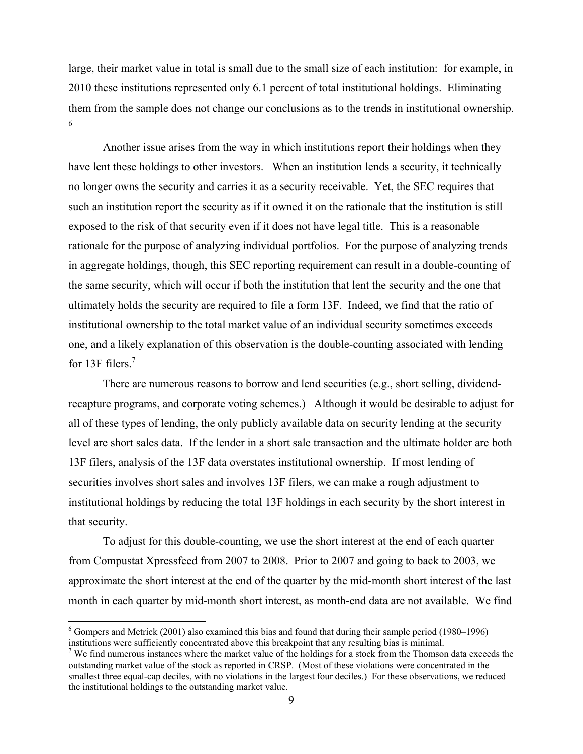large, their market value in total is small due to the small size of each institution: for example, in 2010 these institutions represented only 6.1 percent of total institutional holdings. Eliminating them from the sample does not change our conclusions as to the trends in institutional ownership.[6]

Another issue arises from the way in which institutions report their holdings when they have lent these holdings to other investors. When an institution lends a security, it technically no longer owns the security and carries it as a security receivable. Yet, the SEC requires that such an institution report the security as if it owned it on the rationale that the institution is still exposed to the risk of that security even if it does not have legal title. This is a reasonable rationale for the purpose of analyzing individual portfolios. For the purpose of analyzing trends in aggregate holdings, though, this SEC reporting requirement can result in a double-counting of the same security, which will occur if both the institution that lent the security and the one that ultimately holds the security are required to file a form 13F. Indeed, we find that the ratio of institutional ownership to the total market value of an individual security sometimes exceeds one, and a likely explanation of this observation is the double-counting associated with lending for 13F filers.[7]

There are numerous reasons to borrow and lend securities (e.g., short selling, dividend-recapture programs, and corporate voting schemes.) Although it would be desirable to adjust for all of these types of lending, the only publicly available data on security lending at the security level are short sales data. If the lender in a short sale transaction and the ultimate holder are both 13F filers, analysis of the 13F data overstates institutional ownership. If most lending of securities involves short sales and involves 13F filers, we can make a rough adjustment to institutional holdings by reducing the total 13F holdings in each security by the short interest in that security.

To adjust for this double-counting, we use the short interest at the end of each quarter from Compustat Xpressfeed from 2007 to 2008. Prior to 2007 and going to back to 2003, we approximate the short interest at the end of the quarter by the mid-month short interest of the last month in each quarter by mid-month short interest, as month-end data are not available. We find

---

[6] Gompers and Metrick (2001) also examined this bias and found that during their sample period (1980–1996) institutions were sufficiently concentrated above this breakpoint that any resulting bias is minimal.

[7] We find numerous instances where the market value of the holdings for a stock from the Thomson data exceeds the outstanding market value of the stock as reported in CRSP. (Most of these violations were concentrated in the smallest three equal-cap deciles, with no violations in the largest four deciles.) For these observations, we reduced the institutional holdings to the outstanding market value.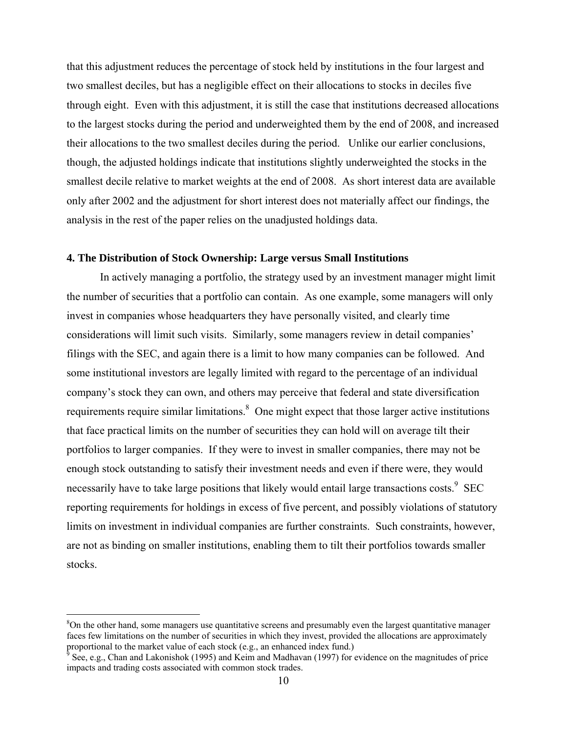that this adjustment reduces the percentage of stock held by institutions in the four largest and two smallest deciles, but has a negligible effect on their allocations to stocks in deciles five through eight. Even with this adjustment, it is still the case that institutions decreased allocations to the largest stocks during the period and underweighted them by the end of 2008, and increased their allocations to the two smallest deciles during the period. Unlike our earlier conclusions, though, the adjusted holdings indicate that institutions slightly underweighted the stocks in the smallest decile relative to market weights at the end of 2008. As short interest data are available only after 2002 and the adjustment for short interest does not materially affect our findings, the analysis in the rest of the paper relies on the unadjusted holdings data.

## 4. The Distribution of Stock Ownership: Large versus Small Institutions

In actively managing a portfolio, the strategy used by an investment manager might limit the number of securities that a portfolio can contain. As one example, some managers will only invest in companies whose headquarters they have personally visited, and clearly time considerations will limit such visits. Similarly, some managers review in detail companies' filings with the SEC, and again there is a limit to how many companies can be followed. And some institutional investors are legally limited with regard to the percentage of an individual company's stock they can own, and others may perceive that federal and state diversification requirements require similar limitations.[8] One might expect that those larger active institutions that face practical limits on the number of securities they can hold will on average tilt their portfolios to larger companies. If they were to invest in smaller companies, there may not be enough stock outstanding to satisfy their investment needs and even if there were, they would necessarily have to take large positions that likely would entail large transactions costs.[9] SEC reporting requirements for holdings in excess of five percent, and possibly violations of statutory limits on investment in individual companies are further constraints. Such constraints, however, are not as binding on smaller institutions, enabling them to tilt their portfolios towards smaller stocks.

---

[8] On the other hand, some managers use quantitative screens and presumably even the largest quantitative manager faces few limitations on the number of securities in which they invest, provided the allocations are approximately proportional to the market value of each stock (e.g., an enhanced index fund.)

[9] See, e.g., Chan and Lakonishok (1995) and Keim and Madhavan (1997) for evidence on the magnitudes of price impacts and trading costs associated with common stock trades.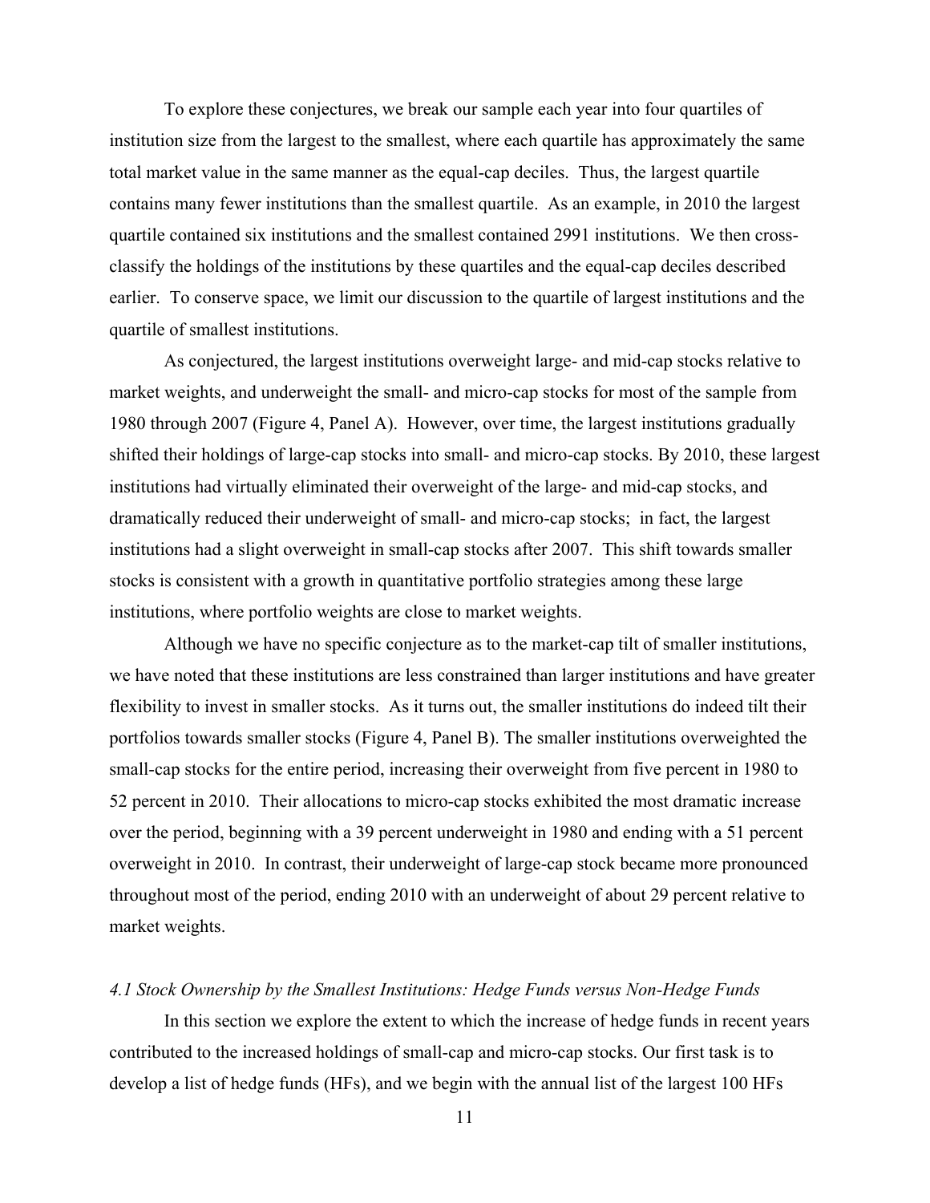To explore these conjectures, we break our sample each year into four quartiles of institution size from the largest to the smallest, where each quartile has approximately the same total market value in the same manner as the equal-cap deciles. Thus, the largest quartile contains many fewer institutions than the smallest quartile. As an example, in 2010 the largest quartile contained six institutions and the smallest contained 2991 institutions. We then cross-classify the holdings of the institutions by these quartiles and the equal-cap deciles described earlier. To conserve space, we limit our discussion to the quartile of largest institutions and the quartile of smallest institutions.

As conjectured, the largest institutions overweight large- and mid-cap stocks relative to market weights, and underweight the small- and micro-cap stocks for most of the sample from 1980 through 2007 (Figure 4, Panel A). However, over time, the largest institutions gradually shifted their holdings of large-cap stocks into small- and micro-cap stocks. By 2010, these largest institutions had virtually eliminated their overweight of the large- and mid-cap stocks, and dramatically reduced their underweight of small- and micro-cap stocks; in fact, the largest institutions had a slight overweight in small-cap stocks after 2007. This shift towards smaller stocks is consistent with a growth in quantitative portfolio strategies among these large institutions, where portfolio weights are close to market weights.

Although we have no specific conjecture as to the market-cap tilt of smaller institutions, we have noted that these institutions are less constrained than larger institutions and have greater flexibility to invest in smaller stocks. As it turns out, the smaller institutions do indeed tilt their portfolios towards smaller stocks (Figure 4, Panel B). The smaller institutions overweighted the small-cap stocks for the entire period, increasing their overweight from five percent in 1980 to 52 percent in 2010. Their allocations to micro-cap stocks exhibited the most dramatic increase over the period, beginning with a 39 percent underweight in 1980 and ending with a 51 percent overweight in 2010. In contrast, their underweight of large-cap stock became more pronounced throughout most of the period, ending 2010 with an underweight of about 29 percent relative to market weights.

### *4.1 Stock Ownership by the Smallest Institutions: Hedge Funds versus Non-Hedge Funds*

In this section we explore the extent to which the increase of hedge funds in recent years contributed to the increased holdings of small-cap and micro-cap stocks. Our first task is to develop a list of hedge funds (HFs), and we begin with the annual list of the largest 100 HFs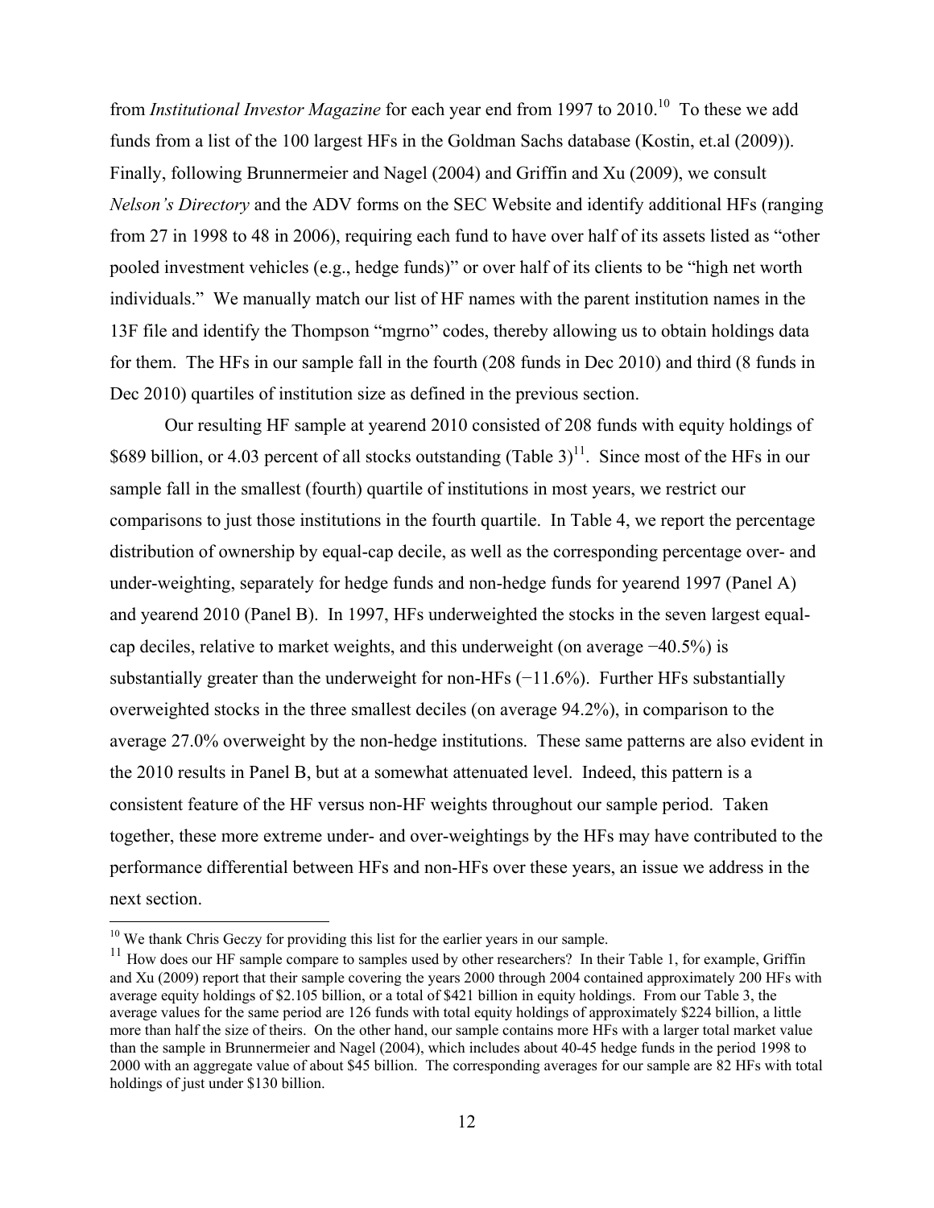from *Institutional Investor Magazine* for each year end from 1997 to 2010.[10] To these we add funds from a list of the 100 largest HFs in the Goldman Sachs database (Kostin, et.al (2009)). Finally, following Brunnermeier and Nagel (2004) and Griffin and Xu (2009), we consult *Nelson's Directory* and the ADV forms on the SEC Website and identify additional HFs (ranging from 27 in 1998 to 48 in 2006), requiring each fund to have over half of its assets listed as "other pooled investment vehicles (e.g., hedge funds)" or over half of its clients to be "high net worth individuals." We manually match our list of HF names with the parent institution names in the 13F file and identify the Thompson "mgrno" codes, thereby allowing us to obtain holdings data for them. The HFs in our sample fall in the fourth (208 funds in Dec 2010) and third (8 funds in Dec 2010) quartiles of institution size as defined in the previous section.

Our resulting HF sample at yearend 2010 consisted of 208 funds with equity holdings of \$689 billion, or 4.03 percent of all stocks outstanding (Table 3)[11]. Since most of the HFs in our sample fall in the smallest (fourth) quartile of institutions in most years, we restrict our comparisons to just those institutions in the fourth quartile. In Table 4, we report the percentage distribution of ownership by equal-cap decile, as well as the corresponding percentage over- and under-weighting, separately for hedge funds and non-hedge funds for yearend 1997 (Panel A) and yearend 2010 (Panel B). In 1997, HFs underweighted the stocks in the seven largest equal-cap deciles, relative to market weights, and this underweight (on average −40.5%) is substantially greater than the underweight for non-HFs (−11.6%). Further HFs substantially overweighted stocks in the three smallest deciles (on average 94.2%), in comparison to the average 27.0% overweight by the non-hedge institutions. These same patterns are also evident in the 2010 results in Panel B, but at a somewhat attenuated level. Indeed, this pattern is a consistent feature of the HF versus non-HF weights throughout our sample period. Taken together, these more extreme under- and over-weightings by the HFs may have contributed to the performance differential between HFs and non-HFs over these years, an issue we address in the next section.

---

[10] We thank Chris Geczy for providing this list for the earlier years in our sample.

[11] How does our HF sample compare to samples used by other researchers? In their Table 1, for example, Griffin and Xu (2009) report that their sample covering the years 2000 through 2004 contained approximately 200 HFs with average equity holdings of \$2.105 billion, or a total of \$421 billion in equity holdings. From our Table 3, the average values for the same period are 126 funds with total equity holdings of approximately \$224 billion, a little more than half the size of theirs. On the other hand, our sample contains more HFs with a larger total market value than the sample in Brunnermeier and Nagel (2004), which includes about 40-45 hedge funds in the period 1998 to 2000 with an aggregate value of about \$45 billion. The corresponding averages for our sample are 82 HFs with total holdings of just under \$130 billion.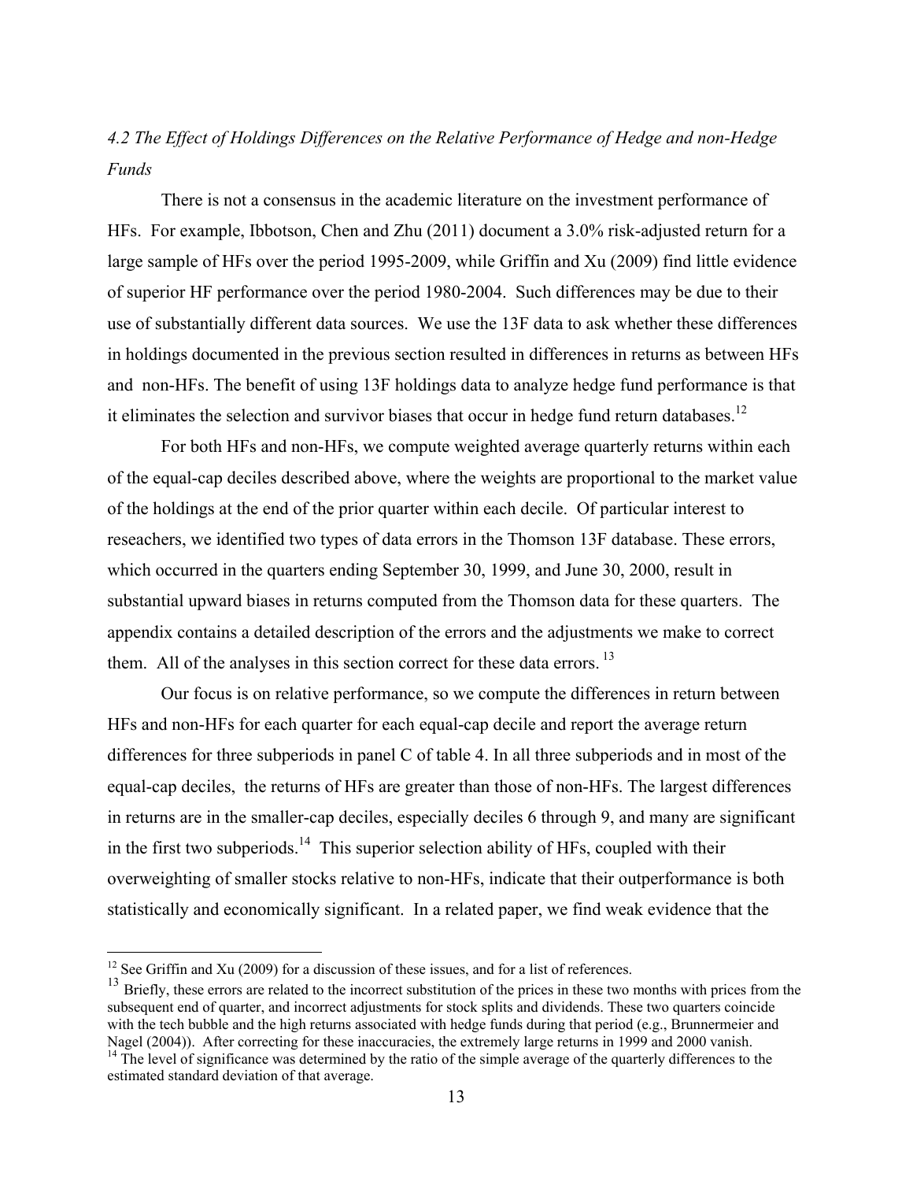### *4.2 The Effect of Holdings Differences on the Relative Performance of Hedge and non-Hedge Funds*

There is not a consensus in the academic literature on the investment performance of HFs. For example, Ibbotson, Chen and Zhu (2011) document a 3.0% risk-adjusted return for a large sample of HFs over the period 1995-2009, while Griffin and Xu (2009) find little evidence of superior HF performance over the period 1980-2004. Such differences may be due to their use of substantially different data sources. We use the 13F data to ask whether these differences in holdings documented in the previous section resulted in differences in returns as between HFs and non-HFs. The benefit of using 13F holdings data to analyze hedge fund performance is that it eliminates the selection and survivor biases that occur in hedge fund return databases.[12]

For both HFs and non-HFs, we compute weighted average quarterly returns within each of the equal-cap deciles described above, where the weights are proportional to the market value of the holdings at the end of the prior quarter within each decile. Of particular interest to reseachers, we identified two types of data errors in the Thomson 13F database. These errors, which occurred in the quarters ending September 30, 1999, and June 30, 2000, result in substantial upward biases in returns computed from the Thomson data for these quarters. The appendix contains a detailed description of the errors and the adjustments we make to correct them. All of the analyses in this section correct for these data errors.[13]

Our focus is on relative performance, so we compute the differences in return between HFs and non-HFs for each quarter for each equal-cap decile and report the average return differences for three subperiods in panel C of table 4. In all three subperiods and in most of the equal-cap deciles, the returns of HFs are greater than those of non-HFs. The largest differences in returns are in the smaller-cap deciles, especially deciles 6 through 9, and many are significant in the first two subperiods.[14] This superior selection ability of HFs, coupled with their overweighting of smaller stocks relative to non-HFs, indicate that their outperformance is both statistically and economically significant. In a related paper, we find weak evidence that the

---

[12] See Griffin and Xu (2009) for a discussion of these issues, and for a list of references.

[13] Briefly, these errors are related to the incorrect substitution of the prices in these two months with prices from the subsequent end of quarter, and incorrect adjustments for stock splits and dividends. These two quarters coincide with the tech bubble and the high returns associated with hedge funds during that period (e.g., Brunnermeier and Nagel (2004)). After correcting for these inaccuracies, the extremely large returns in 1999 and 2000 vanish.

[14] The level of significance was determined by the ratio of the simple average of the quarterly differences to the estimated standard deviation of that average.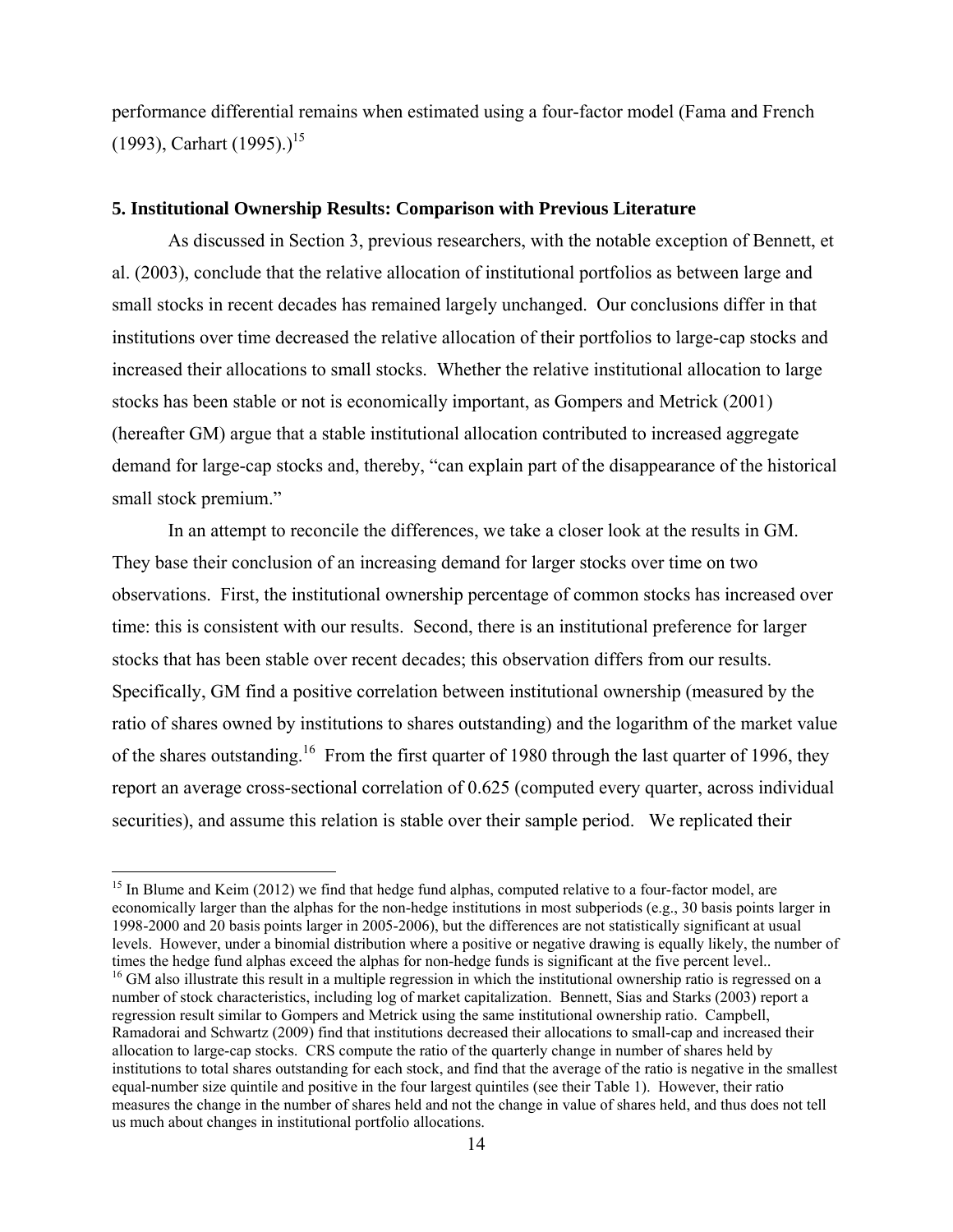performance differential remains when estimated using a four-factor model (Fama and French (1993), Carhart (1995).)[15]

## 5. Institutional Ownership Results: Comparison with Previous Literature

As discussed in Section 3, previous researchers, with the notable exception of Bennett, et al. (2003), conclude that the relative allocation of institutional portfolios as between large and small stocks in recent decades has remained largely unchanged. Our conclusions differ in that institutions over time decreased the relative allocation of their portfolios to large-cap stocks and increased their allocations to small stocks. Whether the relative institutional allocation to large stocks has been stable or not is economically important, as Gompers and Metrick (2001) (hereafter GM) argue that a stable institutional allocation contributed to increased aggregate demand for large-cap stocks and, thereby, "can explain part of the disappearance of the historical small stock premium."

In an attempt to reconcile the differences, we take a closer look at the results in GM. They base their conclusion of an increasing demand for larger stocks over time on two observations. First, the institutional ownership percentage of common stocks has increased over time: this is consistent with our results. Second, there is an institutional preference for larger stocks that has been stable over recent decades; this observation differs from our results. Specifically, GM find a positive correlation between institutional ownership (measured by the ratio of shares owned by institutions to shares outstanding) and the logarithm of the market value of the shares outstanding.[16] From the first quarter of 1980 through the last quarter of 1996, they report an average cross-sectional correlation of 0.625 (computed every quarter, across individual securities), and assume this relation is stable over their sample period. We replicated their

---

[15] In Blume and Keim (2012) we find that hedge fund alphas, computed relative to a four-factor model, are economically larger than the alphas for the non-hedge institutions in most subperiods (e.g., 30 basis points larger in 1998-2000 and 20 basis points larger in 2005-2006), but the differences are not statistically significant at usual levels. However, under a binomial distribution where a positive or negative drawing is equally likely, the number of times the hedge fund alphas exceed the alphas for non-hedge funds is significant at the five percent level..

[16] GM also illustrate this result in a multiple regression in which the institutional ownership ratio is regressed on a number of stock characteristics, including log of market capitalization. Bennett, Sias and Starks (2003) report a regression result similar to Gompers and Metrick using the same institutional ownership ratio. Campbell, Ramadorai and Schwartz (2009) find that institutions decreased their allocations to small-cap and increased their allocation to large-cap stocks. CRS compute the ratio of the quarterly change in number of shares held by institutions to total shares outstanding for each stock, and find that the average of the ratio is negative in the smallest equal-number size quintile and positive in the four largest quintiles (see their Table 1). However, their ratio measures the change in the number of shares held and not the change in value of shares held, and thus does not tell us much about changes in institutional portfolio allocations.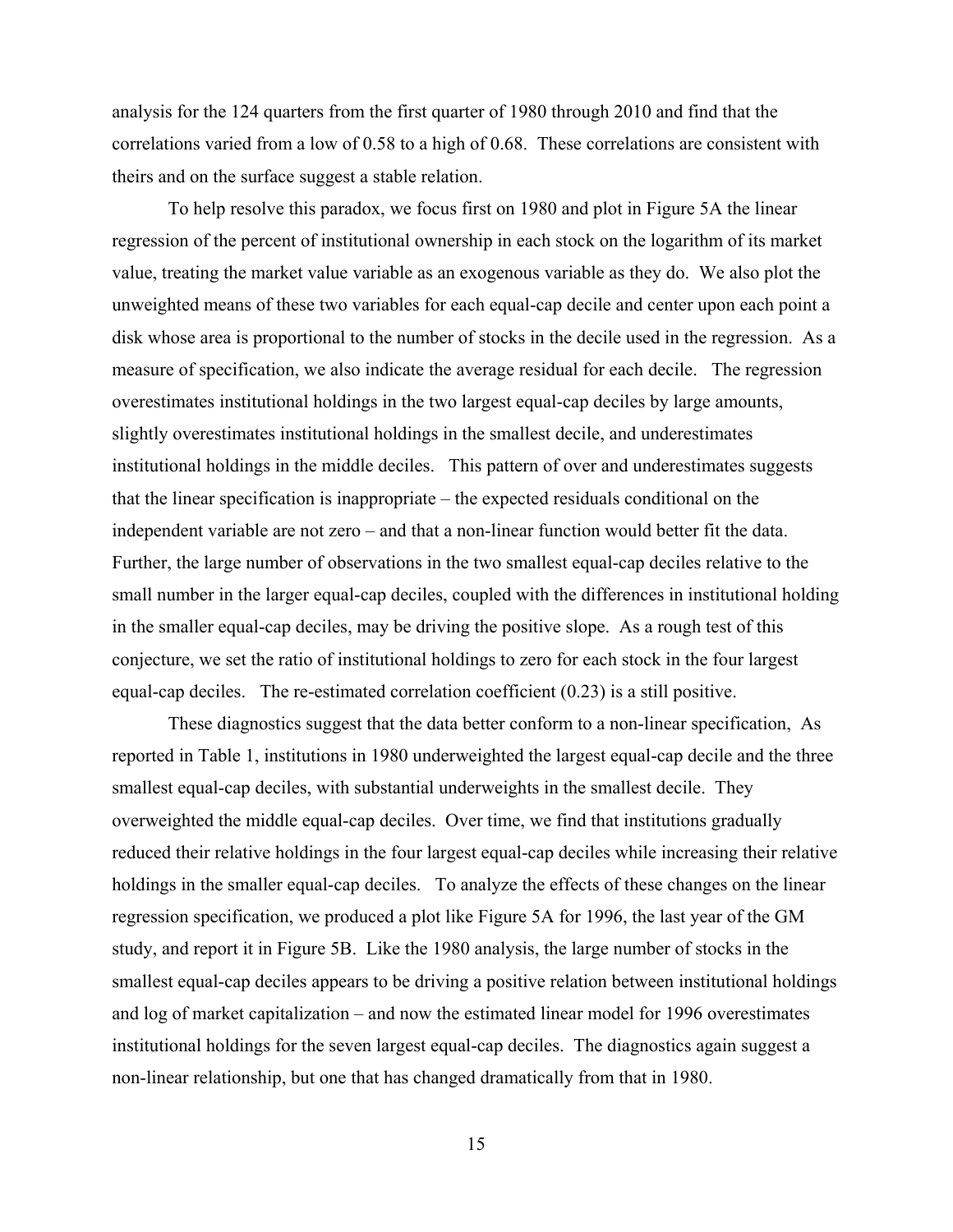analysis for the 124 quarters from the first quarter of 1980 through 2010 and find that the correlations varied from a low of 0.58 to a high of 0.68. These correlations are consistent with theirs and on the surface suggest a stable relation.

To help resolve this paradox, we focus first on 1980 and plot in Figure 5A the linear regression of the percent of institutional ownership in each stock on the logarithm of its market value, treating the market value variable as an exogenous variable as they do. We also plot the unweighted means of these two variables for each equal-cap decile and center upon each point a disk whose area is proportional to the number of stocks in the decile used in the regression. As a measure of specification, we also indicate the average residual for each decile. The regression overestimates institutional holdings in the two largest equal-cap deciles by large amounts, slightly overestimates institutional holdings in the smallest decile, and underestimates institutional holdings in the middle deciles. This pattern of over and underestimates suggests that the linear specification is inappropriate – the expected residuals conditional on the independent variable are not zero – and that a non-linear function would better fit the data. Further, the large number of observations in the two smallest equal-cap deciles relative to the small number in the larger equal-cap deciles, coupled with the differences in institutional holding in the smaller equal-cap deciles, may be driving the positive slope. As a rough test of this conjecture, we set the ratio of institutional holdings to zero for each stock in the four largest equal-cap deciles. The re-estimated correlation coefficient (0.23) is a still positive.

These diagnostics suggest that the data better conform to a non-linear specification, As reported in Table 1, institutions in 1980 underweighted the largest equal-cap decile and the three smallest equal-cap deciles, with substantial underweights in the smallest decile. They overweighted the middle equal-cap deciles. Over time, we find that institutions gradually reduced their relative holdings in the four largest equal-cap deciles while increasing their relative holdings in the smaller equal-cap deciles. To analyze the effects of these changes on the linear regression specification, we produced a plot like Figure 5A for 1996, the last year of the GM study, and report it in Figure 5B. Like the 1980 analysis, the large number of stocks in the smallest equal-cap deciles appears to be driving a positive relation between institutional holdings and log of market capitalization – and now the estimated linear model for 1996 overestimates institutional holdings for the seven largest equal-cap deciles. The diagnostics again suggest a non-linear relationship, but one that has changed dramatically from that in 1980.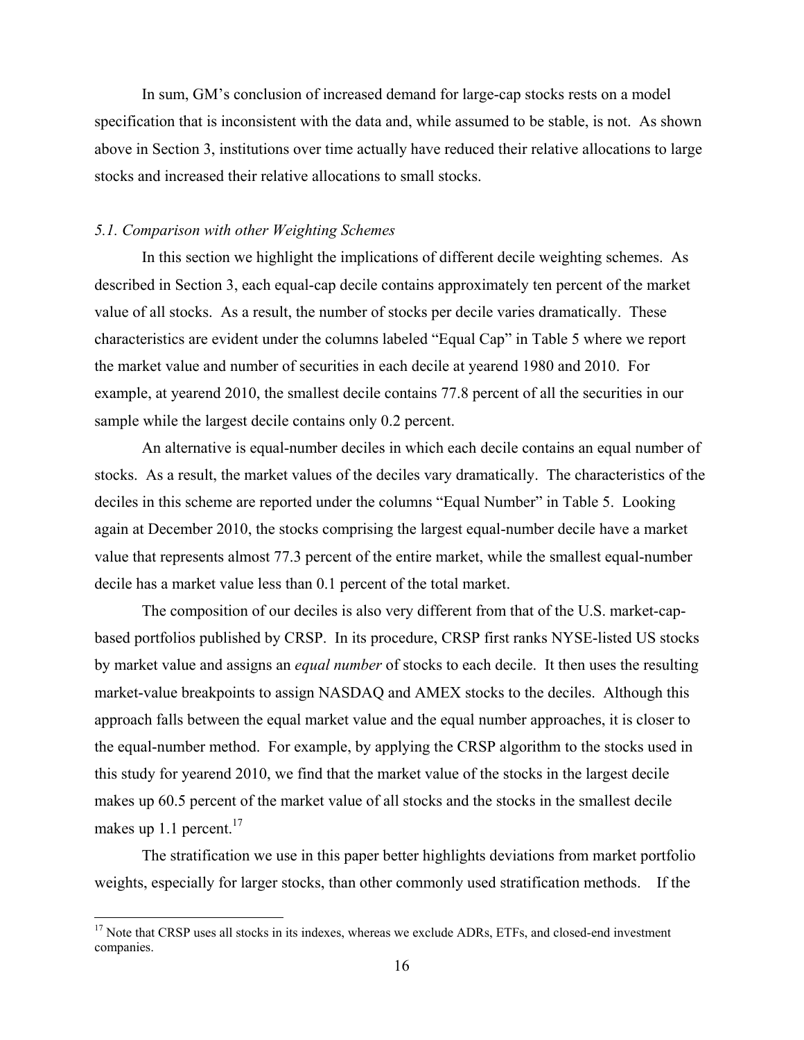In sum, GM's conclusion of increased demand for large-cap stocks rests on a model specification that is inconsistent with the data and, while assumed to be stable, is not. As shown above in Section 3, institutions over time actually have reduced their relative allocations to large stocks and increased their relative allocations to small stocks.

### *5.1. Comparison with other Weighting Schemes*

In this section we highlight the implications of different decile weighting schemes. As described in Section 3, each equal-cap decile contains approximately ten percent of the market value of all stocks. As a result, the number of stocks per decile varies dramatically. These characteristics are evident under the columns labeled "Equal Cap" in Table 5 where we report the market value and number of securities in each decile at yearend 1980 and 2010. For example, at yearend 2010, the smallest decile contains 77.8 percent of all the securities in our sample while the largest decile contains only 0.2 percent.

An alternative is equal-number deciles in which each decile contains an equal number of stocks. As a result, the market values of the deciles vary dramatically. The characteristics of the deciles in this scheme are reported under the columns "Equal Number" in Table 5. Looking again at December 2010, the stocks comprising the largest equal-number decile have a market value that represents almost 77.3 percent of the entire market, while the smallest equal-number decile has a market value less than 0.1 percent of the total market.

The composition of our deciles is also very different from that of the U.S. market-cap-based portfolios published by CRSP. In its procedure, CRSP first ranks NYSE-listed US stocks by market value and assigns an *equal number* of stocks to each decile. It then uses the resulting market-value breakpoints to assign NASDAQ and AMEX stocks to the deciles. Although this approach falls between the equal market value and the equal number approaches, it is closer to the equal-number method. For example, by applying the CRSP algorithm to the stocks used in this study for yearend 2010, we find that the market value of the stocks in the largest decile makes up 60.5 percent of the market value of all stocks and the stocks in the smallest decile makes up 1.1 percent.[17]

The stratification we use in this paper better highlights deviations from market portfolio weights, especially for larger stocks, than other commonly used stratification methods. If the

[17] Note that CRSP uses all stocks in its indexes, whereas we exclude ADRs, ETFs, and closed-end investment companies.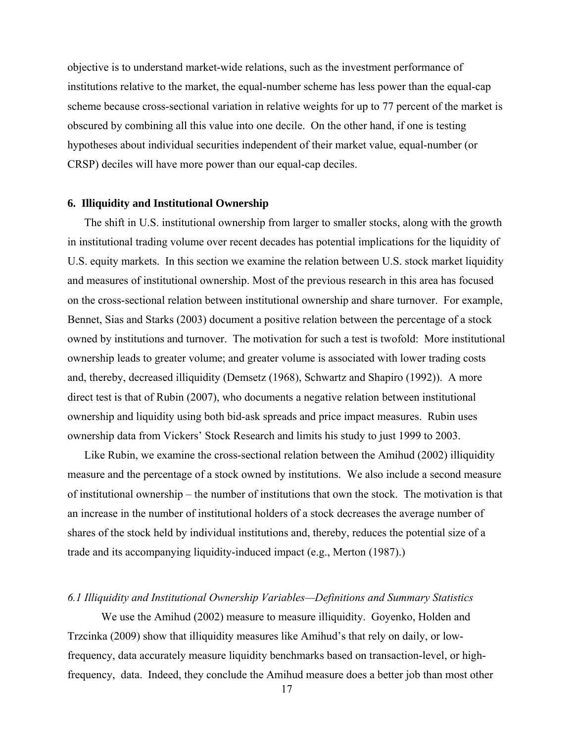objective is to understand market-wide relations, such as the investment performance of institutions relative to the market, the equal-number scheme has less power than the equal-cap scheme because cross-sectional variation in relative weights for up to 77 percent of the market is obscured by combining all this value into one decile. On the other hand, if one is testing hypotheses about individual securities independent of their market value, equal-number (or CRSP) deciles will have more power than our equal-cap deciles.

## 6. Illiquidity and Institutional Ownership

The shift in U.S. institutional ownership from larger to smaller stocks, along with the growth in institutional trading volume over recent decades has potential implications for the liquidity of U.S. equity markets. In this section we examine the relation between U.S. stock market liquidity and measures of institutional ownership. Most of the previous research in this area has focused on the cross-sectional relation between institutional ownership and share turnover. For example, Bennet, Sias and Starks (2003) document a positive relation between the percentage of a stock owned by institutions and turnover. The motivation for such a test is twofold: More institutional ownership leads to greater volume; and greater volume is associated with lower trading costs and, thereby, decreased illiquidity (Demsetz (1968), Schwartz and Shapiro (1992)). A more direct test is that of Rubin (2007), who documents a negative relation between institutional ownership and liquidity using both bid-ask spreads and price impact measures. Rubin uses ownership data from Vickers' Stock Research and limits his study to just 1999 to 2003.

Like Rubin, we examine the cross-sectional relation between the Amihud (2002) illiquidity measure and the percentage of a stock owned by institutions. We also include a second measure of institutional ownership – the number of institutions that own the stock. The motivation is that an increase in the number of institutional holders of a stock decreases the average number of shares of the stock held by individual institutions and, thereby, reduces the potential size of a trade and its accompanying liquidity-induced impact (e.g., Merton (1987).)

### *6.1 Illiquidity and Institutional Ownership Variables—Definitions and Summary Statistics*

We use the Amihud (2002) measure to measure illiquidity. Goyenko, Holden and Trzcinka (2009) show that illiquidity measures like Amihud's that rely on daily, or low-frequency, data accurately measure liquidity benchmarks based on transaction-level, or high-frequency, data. Indeed, they conclude the Amihud measure does a better job than most other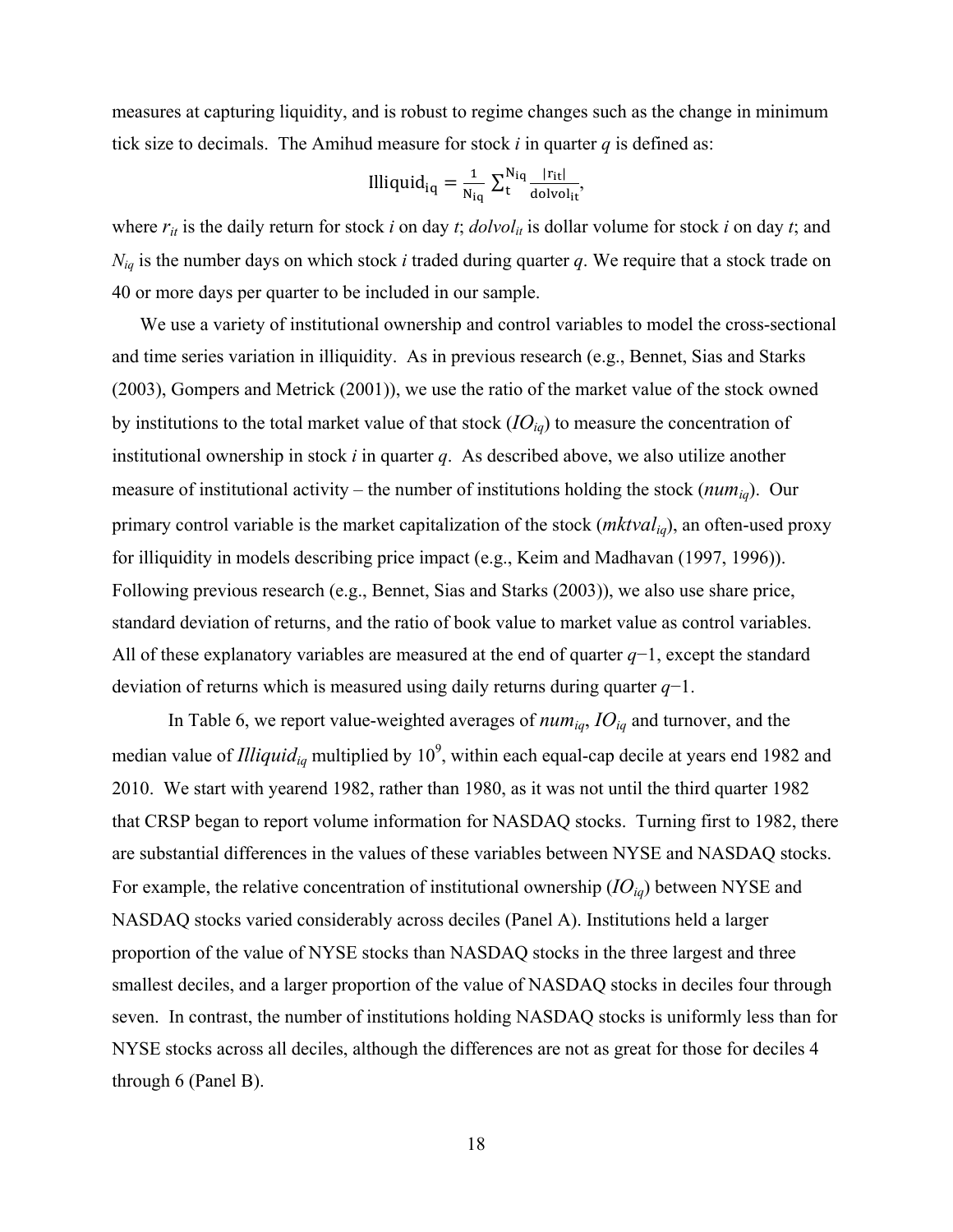measures at capturing liquidity, and is robust to regime changes such as the change in minimum tick size to decimals. The Amihud measure for stock *i* in quarter *q* is defined as:

$$\text{Illiquid}_{iq} = \frac{1}{N_{iq}} \sum_{t}^{N_{iq}} \frac{|r_{it}|}{dolvol_{it}},$$

where $r_{it}$ is the daily return for stock *i* on day *t*; $dolvol_{it}$ is dollar volume for stock *i* on day *t*; and $N_{iq}$ is the number days on which stock *i* traded during quarter *q*. We require that a stock trade on 40 or more days per quarter to be included in our sample.

We use a variety of institutional ownership and control variables to model the cross-sectional and time series variation in illiquidity. As in previous research (e.g., Bennet, Sias and Starks (2003), Gompers and Metrick (2001)), we use the ratio of the market value of the stock owned by institutions to the total market value of that stock ($IO_{iq}$) to measure the concentration of institutional ownership in stock *i* in quarter *q*. As described above, we also utilize another measure of institutional activity – the number of institutions holding the stock ($num_{iq}$). Our primary control variable is the market capitalization of the stock ($mktval_{iq}$), an often-used proxy for illiquidity in models describing price impact (e.g., Keim and Madhavan (1997, 1996)). Following previous research (e.g., Bennet, Sias and Starks (2003)), we also use share price, standard deviation of returns, and the ratio of book value to market value as control variables. All of these explanatory variables are measured at the end of quarter $q-1$, except the standard deviation of returns which is measured using daily returns during quarter $q-1$.

In Table 6, we report value-weighted averages of $num_{iq}$, $IO_{iq}$ and turnover, and the median value of $Illiquid_{iq}$ multiplied by $10^9$, within each equal-cap decile at years end 1982 and 2010. We start with yearend 1982, rather than 1980, as it was not until the third quarter 1982 that CRSP began to report volume information for NASDAQ stocks. Turning first to 1982, there are substantial differences in the values of these variables between NYSE and NASDAQ stocks. For example, the relative concentration of institutional ownership ($IO_{iq}$) between NYSE and NASDAQ stocks varied considerably across deciles (Panel A). Institutions held a larger proportion of the value of NYSE stocks than NASDAQ stocks in the three largest and three smallest deciles, and a larger proportion of the value of NASDAQ stocks in deciles four through seven. In contrast, the number of institutions holding NASDAQ stocks is uniformly less than for NYSE stocks across all deciles, although the differences are not as great for those for deciles 4 through 6 (Panel B).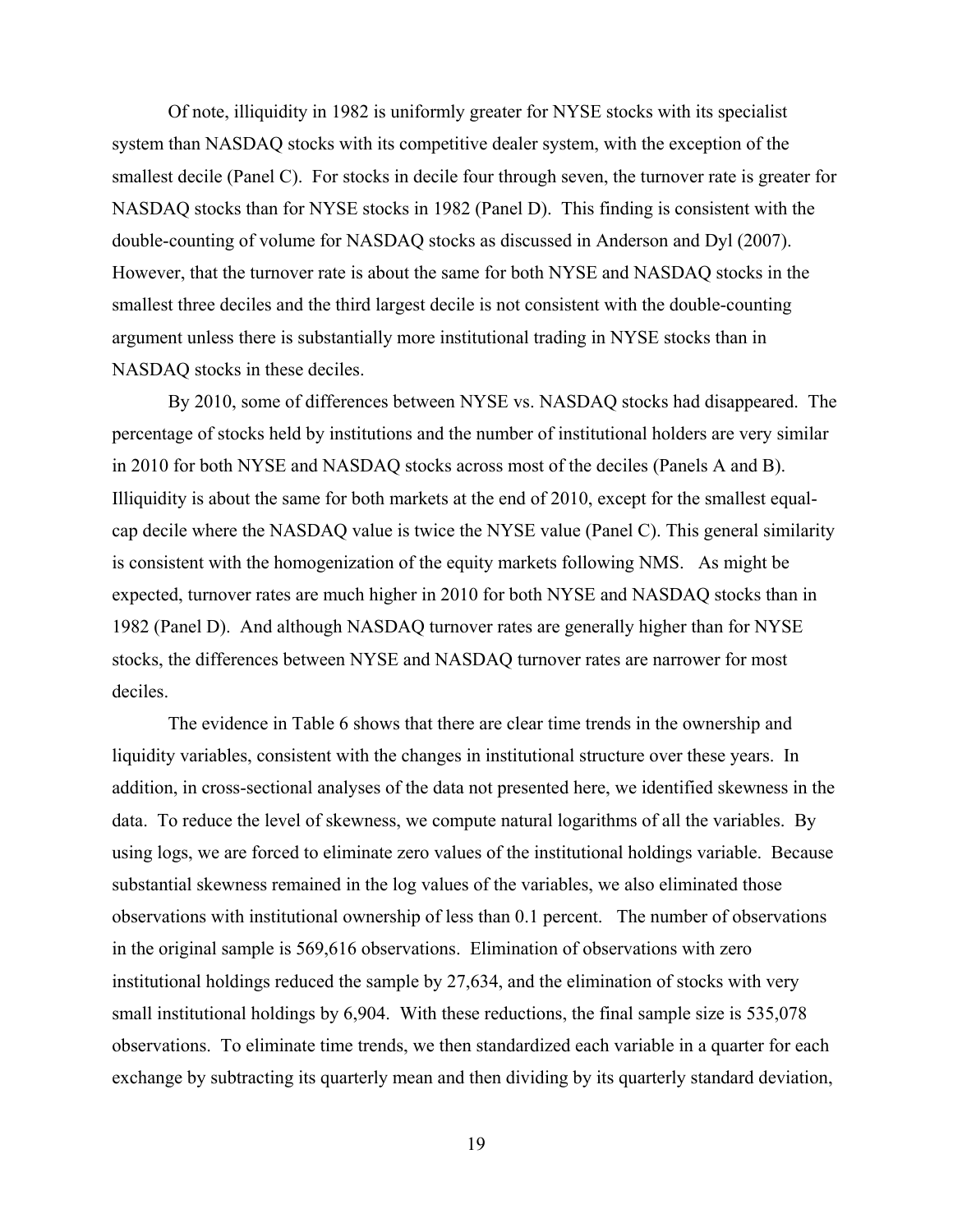Of note, illiquidity in 1982 is uniformly greater for NYSE stocks with its specialist system than NASDAQ stocks with its competitive dealer system, with the exception of the smallest decile (Panel C). For stocks in decile four through seven, the turnover rate is greater for NASDAQ stocks than for NYSE stocks in 1982 (Panel D). This finding is consistent with the double-counting of volume for NASDAQ stocks as discussed in Anderson and Dyl (2007). However, that the turnover rate is about the same for both NYSE and NASDAQ stocks in the smallest three deciles and the third largest decile is not consistent with the double-counting argument unless there is substantially more institutional trading in NYSE stocks than in NASDAQ stocks in these deciles.

By 2010, some of differences between NYSE vs. NASDAQ stocks had disappeared. The percentage of stocks held by institutions and the number of institutional holders are very similar in 2010 for both NYSE and NASDAQ stocks across most of the deciles (Panels A and B). Illiquidity is about the same for both markets at the end of 2010, except for the smallest equal-cap decile where the NASDAQ value is twice the NYSE value (Panel C). This general similarity is consistent with the homogenization of the equity markets following NMS. As might be expected, turnover rates are much higher in 2010 for both NYSE and NASDAQ stocks than in 1982 (Panel D). And although NASDAQ turnover rates are generally higher than for NYSE stocks, the differences between NYSE and NASDAQ turnover rates are narrower for most deciles.

The evidence in Table 6 shows that there are clear time trends in the ownership and liquidity variables, consistent with the changes in institutional structure over these years. In addition, in cross-sectional analyses of the data not presented here, we identified skewness in the data. To reduce the level of skewness, we compute natural logarithms of all the variables. By using logs, we are forced to eliminate zero values of the institutional holdings variable. Because substantial skewness remained in the log values of the variables, we also eliminated those observations with institutional ownership of less than 0.1 percent. The number of observations in the original sample is 569,616 observations. Elimination of observations with zero institutional holdings reduced the sample by 27,634, and the elimination of stocks with very small institutional holdings by 6,904. With these reductions, the final sample size is 535,078 observations. To eliminate time trends, we then standardized each variable in a quarter for each exchange by subtracting its quarterly mean and then dividing by its quarterly standard deviation,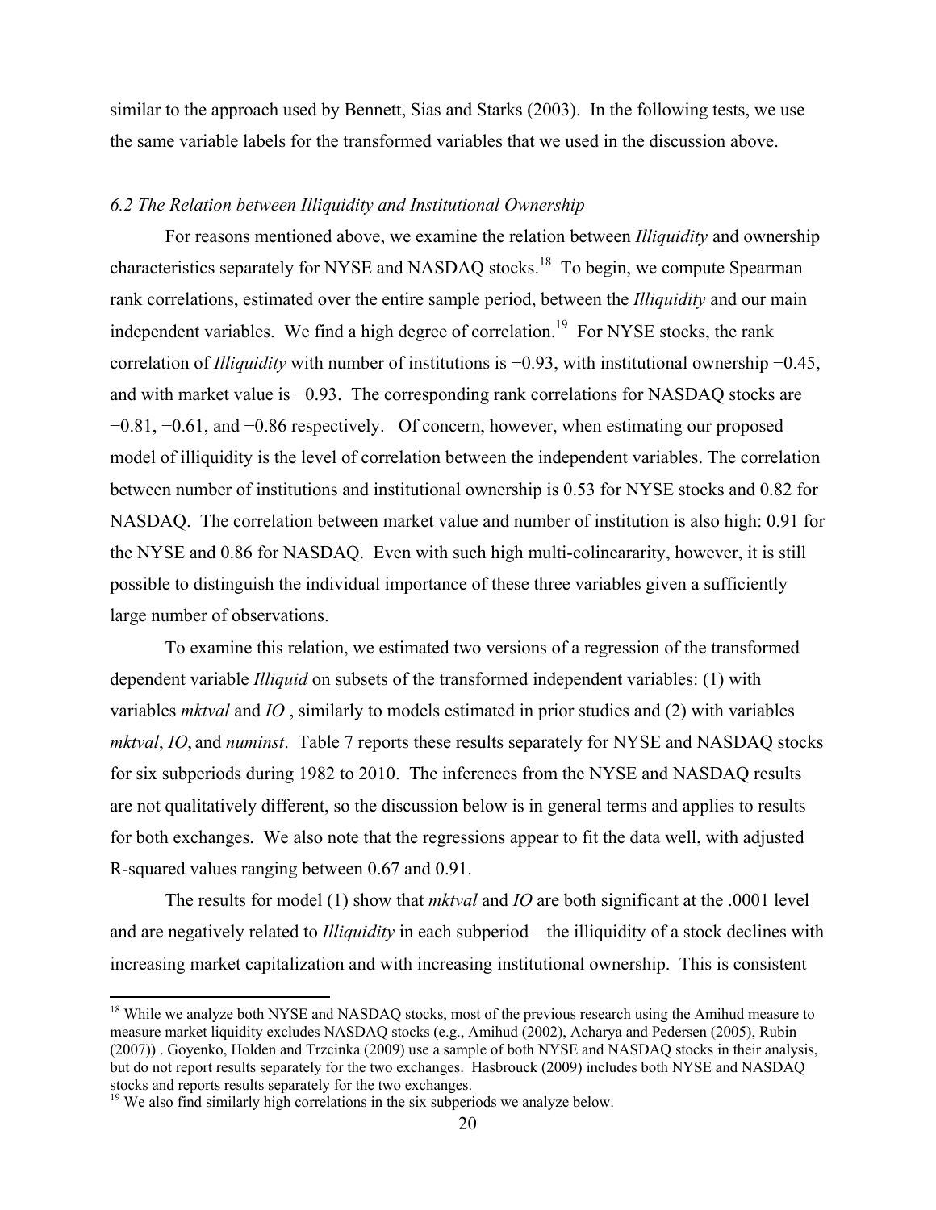similar to the approach used by Bennett, Sias and Starks (2003). In the following tests, we use the same variable labels for the transformed variables that we used in the discussion above.

### *6.2 The Relation between Illiquidity and Institutional Ownership*

For reasons mentioned above, we examine the relation between *Illiquidity* and ownership characteristics separately for NYSE and NASDAQ stocks.[18] To begin, we compute Spearman rank correlations, estimated over the entire sample period, between the *Illiquidity* and our main independent variables. We find a high degree of correlation.[19] For NYSE stocks, the rank correlation of *Illiquidity* with number of institutions is −0.93, with institutional ownership −0.45, and with market value is −0.93. The corresponding rank correlations for NASDAQ stocks are −0.81, −0.61, and −0.86 respectively. Of concern, however, when estimating our proposed model of illiquidity is the level of correlation between the independent variables. The correlation between number of institutions and institutional ownership is 0.53 for NYSE stocks and 0.82 for NASDAQ. The correlation between market value and number of institution is also high: 0.91 for the NYSE and 0.86 for NASDAQ. Even with such high multi-colineararity, however, it is still possible to distinguish the individual importance of these three variables given a sufficiently large number of observations.

To examine this relation, we estimated two versions of a regression of the transformed dependent variable *Illiquid* on subsets of the transformed independent variables: (1) with variables *mktval* and *IO* , similarly to models estimated in prior studies and (2) with variables *mktval*, *IO*, and *numinst*. Table 7 reports these results separately for NYSE and NASDAQ stocks for six subperiods during 1982 to 2010. The inferences from the NYSE and NASDAQ results are not qualitatively different, so the discussion below is in general terms and applies to results for both exchanges. We also note that the regressions appear to fit the data well, with adjusted R-squared values ranging between 0.67 and 0.91.

The results for model (1) show that *mktval* and *IO* are both significant at the .0001 level and are negatively related to *Illiquidity* in each subperiod – the illiquidity of a stock declines with increasing market capitalization and with increasing institutional ownership. This is consistent

---

[18] While we analyze both NYSE and NASDAQ stocks, most of the previous research using the Amihud measure to measure market liquidity excludes NASDAQ stocks (e.g., Amihud (2002), Acharya and Pedersen (2005), Rubin (2007)) . Goyenko, Holden and Trzcinka (2009) use a sample of both NYSE and NASDAQ stocks in their analysis, but do not report results separately for the two exchanges. Hasbrouck (2009) includes both NYSE and NASDAQ stocks and reports results separately for the two exchanges.

[19] We also find similarly high correlations in the six subperiods we analyze below.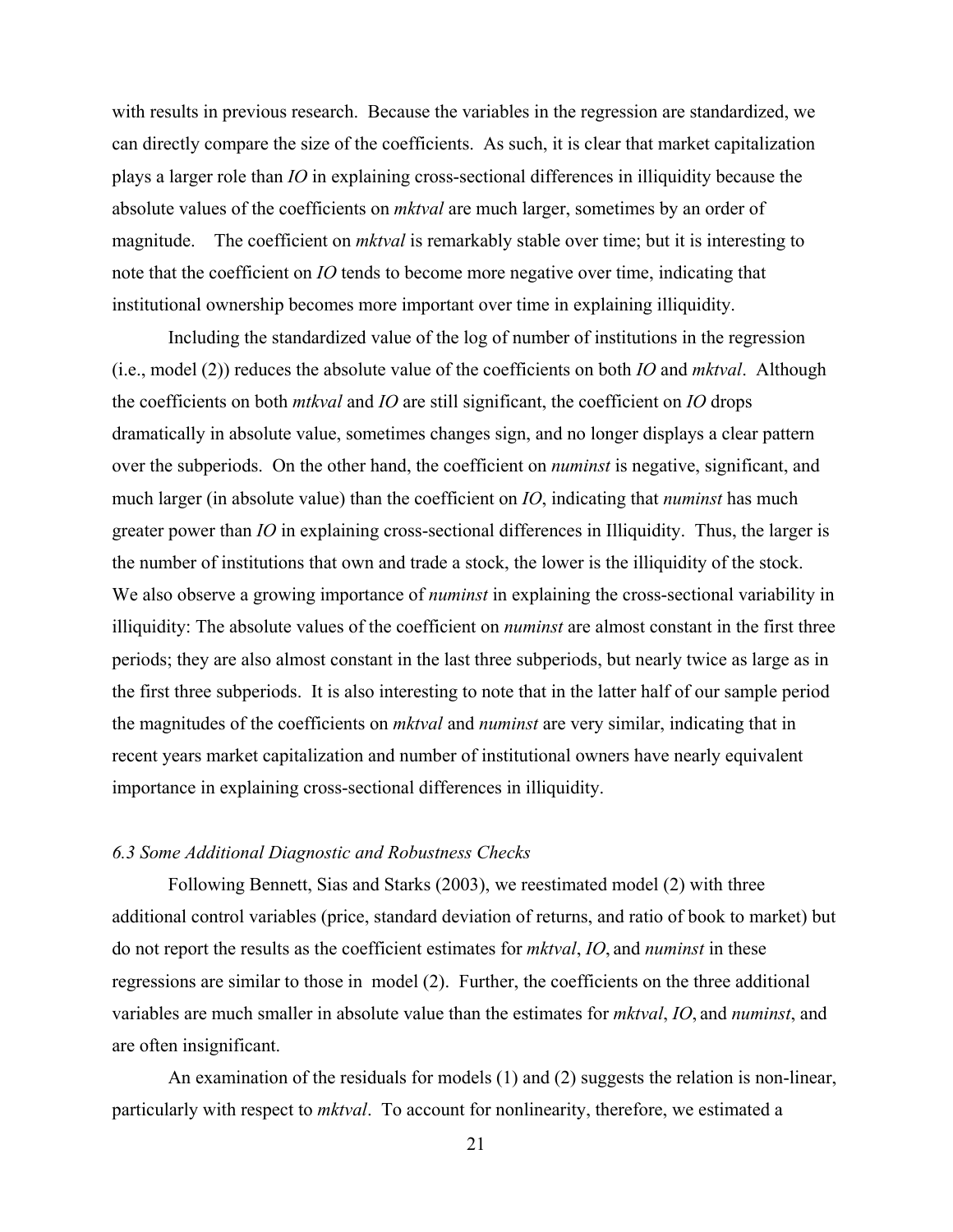with results in previous research. Because the variables in the regression are standardized, we can directly compare the size of the coefficients. As such, it is clear that market capitalization plays a larger role than *IO* in explaining cross-sectional differences in illiquidity because the absolute values of the coefficients on *mktval* are much larger, sometimes by an order of magnitude. The coefficient on *mktval* is remarkably stable over time; but it is interesting to note that the coefficient on *IO* tends to become more negative over time, indicating that institutional ownership becomes more important over time in explaining illiquidity.

Including the standardized value of the log of number of institutions in the regression (i.e., model (2)) reduces the absolute value of the coefficients on both *IO* and *mktval*. Although the coefficients on both *mtkval* and *IO* are still significant, the coefficient on *IO* drops dramatically in absolute value, sometimes changes sign, and no longer displays a clear pattern over the subperiods. On the other hand, the coefficient on *numinst* is negative, significant, and much larger (in absolute value) than the coefficient on *IO*, indicating that *numinst* has much greater power than *IO* in explaining cross-sectional differences in Illiquidity. Thus, the larger is the number of institutions that own and trade a stock, the lower is the illiquidity of the stock. We also observe a growing importance of *numinst* in explaining the cross-sectional variability in illiquidity: The absolute values of the coefficient on *numinst* are almost constant in the first three periods; they are also almost constant in the last three subperiods, but nearly twice as large as in the first three subperiods. It is also interesting to note that in the latter half of our sample period the magnitudes of the coefficients on *mktval* and *numinst* are very similar, indicating that in recent years market capitalization and number of institutional owners have nearly equivalent importance in explaining cross-sectional differences in illiquidity.

### *6.3 Some Additional Diagnostic and Robustness Checks*

Following Bennett, Sias and Starks (2003), we reestimated model (2) with three additional control variables (price, standard deviation of returns, and ratio of book to market) but do not report the results as the coefficient estimates for *mktval*, *IO*, and *numinst* in these regressions are similar to those in model (2). Further, the coefficients on the three additional variables are much smaller in absolute value than the estimates for *mktval*, *IO*, and *numinst*, and are often insignificant.

An examination of the residuals for models (1) and (2) suggests the relation is non-linear, particularly with respect to *mktval*. To account for nonlinearity, therefore, we estimated a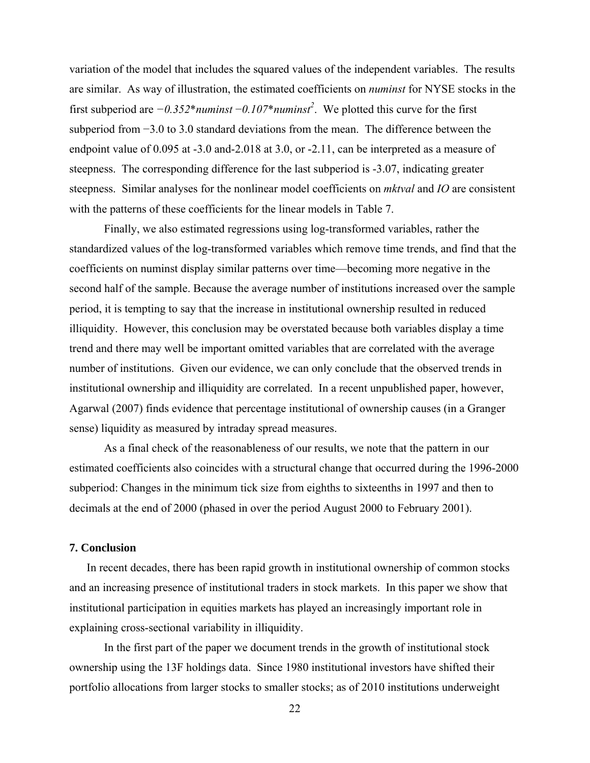variation of the model that includes the squared values of the independent variables. The results are similar. As way of illustration, the estimated coefficients on *numinst* for NYSE stocks in the first subperiod are $-0.352*numinst - 0.107*numinst^2$. We plotted this curve for the first subperiod from −3.0 to 3.0 standard deviations from the mean. The difference between the endpoint value of 0.095 at -3.0 and-2.018 at 3.0, or -2.11, can be interpreted as a measure of steepness. The corresponding difference for the last subperiod is -3.07, indicating greater steepness. Similar analyses for the nonlinear model coefficients on *mktval* and *IO* are consistent with the patterns of these coefficients for the linear models in Table 7.

Finally, we also estimated regressions using log-transformed variables, rather the standardized values of the log-transformed variables which remove time trends, and find that the coefficients on numinst display similar patterns over time—becoming more negative in the second half of the sample. Because the average number of institutions increased over the sample period, it is tempting to say that the increase in institutional ownership resulted in reduced illiquidity. However, this conclusion may be overstated because both variables display a time trend and there may well be important omitted variables that are correlated with the average number of institutions. Given our evidence, we can only conclude that the observed trends in institutional ownership and illiquidity are correlated. In a recent unpublished paper, however, Agarwal (2007) finds evidence that percentage institutional of ownership causes (in a Granger sense) liquidity as measured by intraday spread measures.

As a final check of the reasonableness of our results, we note that the pattern in our estimated coefficients also coincides with a structural change that occurred during the 1996-2000 subperiod: Changes in the minimum tick size from eighths to sixteenths in 1997 and then to decimals at the end of 2000 (phased in over the period August 2000 to February 2001).

## 7. Conclusion

In recent decades, there has been rapid growth in institutional ownership of common stocks and an increasing presence of institutional traders in stock markets. In this paper we show that institutional participation in equities markets has played an increasingly important role in explaining cross-sectional variability in illiquidity.

In the first part of the paper we document trends in the growth of institutional stock ownership using the 13F holdings data. Since 1980 institutional investors have shifted their portfolio allocations from larger stocks to smaller stocks; as of 2010 institutions underweight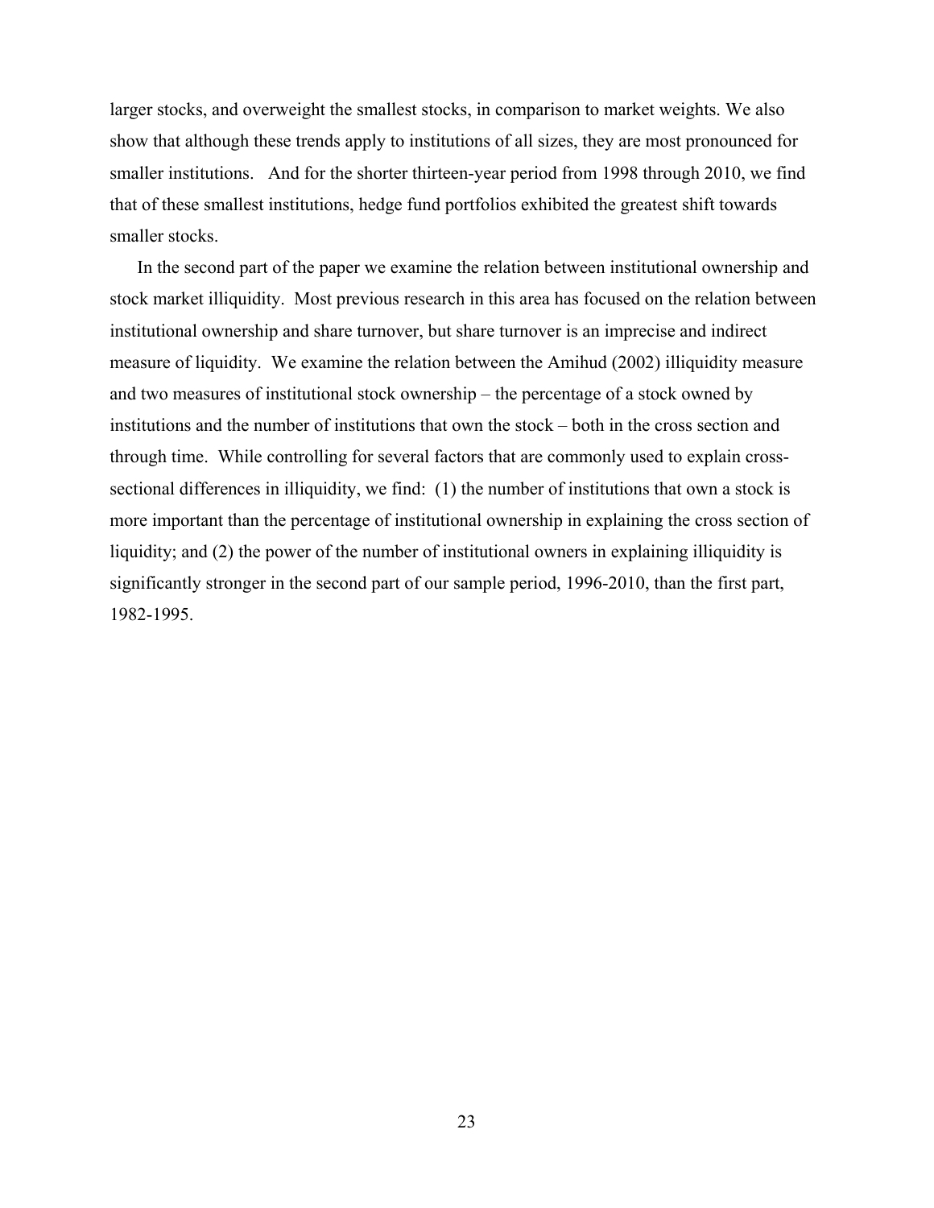larger stocks, and overweight the smallest stocks, in comparison to market weights. We also show that although these trends apply to institutions of all sizes, they are most pronounced for smaller institutions. And for the shorter thirteen-year period from 1998 through 2010, we find that of these smallest institutions, hedge fund portfolios exhibited the greatest shift towards smaller stocks.

In the second part of the paper we examine the relation between institutional ownership and stock market illiquidity. Most previous research in this area has focused on the relation between institutional ownership and share turnover, but share turnover is an imprecise and indirect measure of liquidity. We examine the relation between the Amihud (2002) illiquidity measure and two measures of institutional stock ownership – the percentage of a stock owned by institutions and the number of institutions that own the stock – both in the cross section and through time. While controlling for several factors that are commonly used to explain cross-sectional differences in illiquidity, we find: (1) the number of institutions that own a stock is more important than the percentage of institutional ownership in explaining the cross section of liquidity; and (2) the power of the number of institutional owners in explaining illiquidity is significantly stronger in the second part of our sample period, 1996-2010, than the first part, 1982-1995.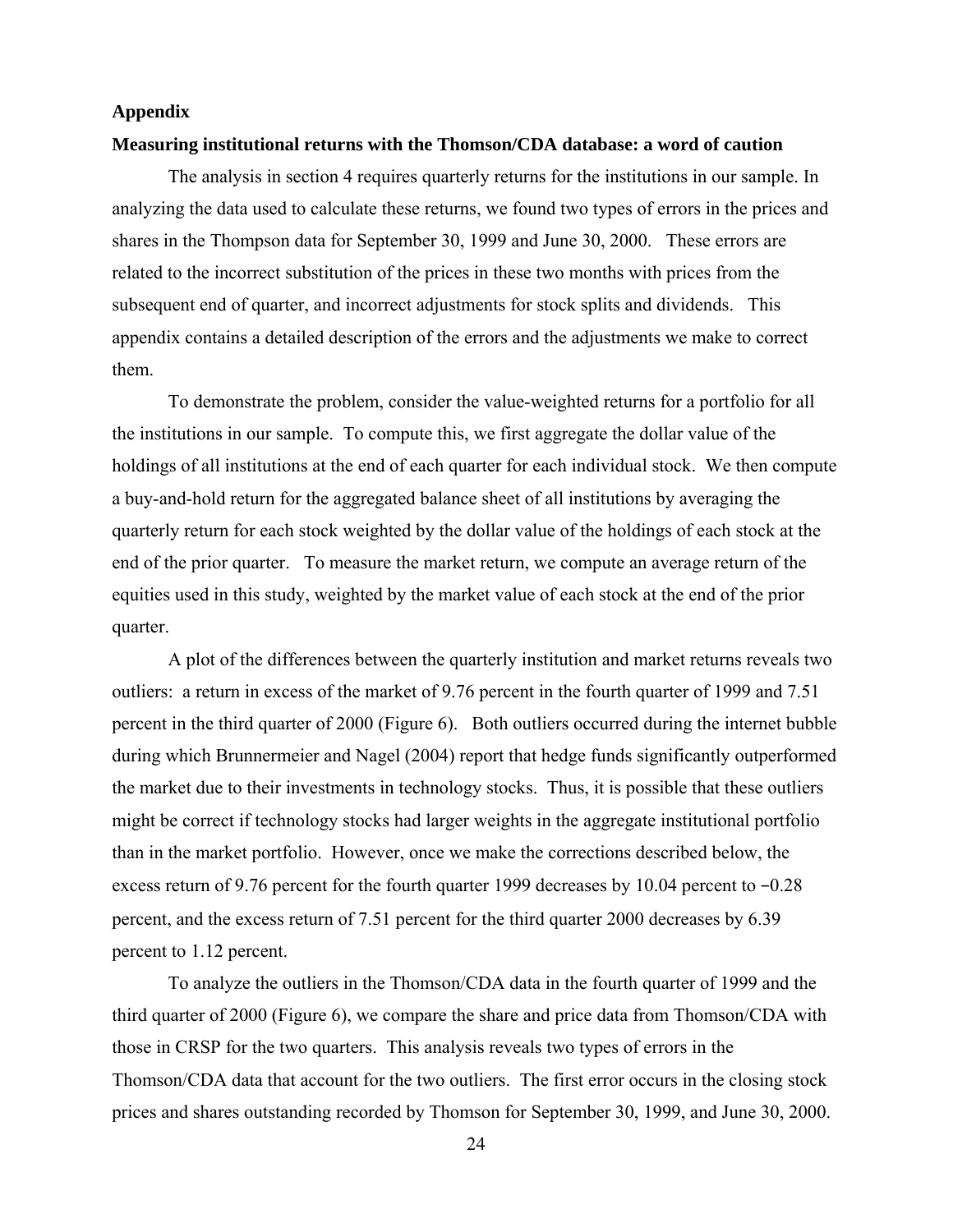## Appendix

### Measuring institutional returns with the Thomson/CDA database: a word of caution

The analysis in section 4 requires quarterly returns for the institutions in our sample. In analyzing the data used to calculate these returns, we found two types of errors in the prices and shares in the Thompson data for September 30, 1999 and June 30, 2000. These errors are related to the incorrect substitution of the prices in these two months with prices from the subsequent end of quarter, and incorrect adjustments for stock splits and dividends. This appendix contains a detailed description of the errors and the adjustments we make to correct them.

To demonstrate the problem, consider the value-weighted returns for a portfolio for all the institutions in our sample. To compute this, we first aggregate the dollar value of the holdings of all institutions at the end of each quarter for each individual stock. We then compute a buy-and-hold return for the aggregated balance sheet of all institutions by averaging the quarterly return for each stock weighted by the dollar value of the holdings of each stock at the end of the prior quarter. To measure the market return, we compute an average return of the equities used in this study, weighted by the market value of each stock at the end of the prior quarter.

A plot of the differences between the quarterly institution and market returns reveals two outliers: a return in excess of the market of 9.76 percent in the fourth quarter of 1999 and 7.51 percent in the third quarter of 2000 (Figure 6). Both outliers occurred during the internet bubble during which Brunnermeier and Nagel (2004) report that hedge funds significantly outperformed the market due to their investments in technology stocks. Thus, it is possible that these outliers might be correct if technology stocks had larger weights in the aggregate institutional portfolio than in the market portfolio. However, once we make the corrections described below, the excess return of 9.76 percent for the fourth quarter 1999 decreases by 10.04 percent to −0.28 percent, and the excess return of 7.51 percent for the third quarter 2000 decreases by 6.39 percent to 1.12 percent.

To analyze the outliers in the Thomson/CDA data in the fourth quarter of 1999 and the third quarter of 2000 (Figure 6), we compare the share and price data from Thomson/CDA with those in CRSP for the two quarters. This analysis reveals two types of errors in the Thomson/CDA data that account for the two outliers. The first error occurs in the closing stock prices and shares outstanding recorded by Thomson for September 30, 1999, and June 30, 2000.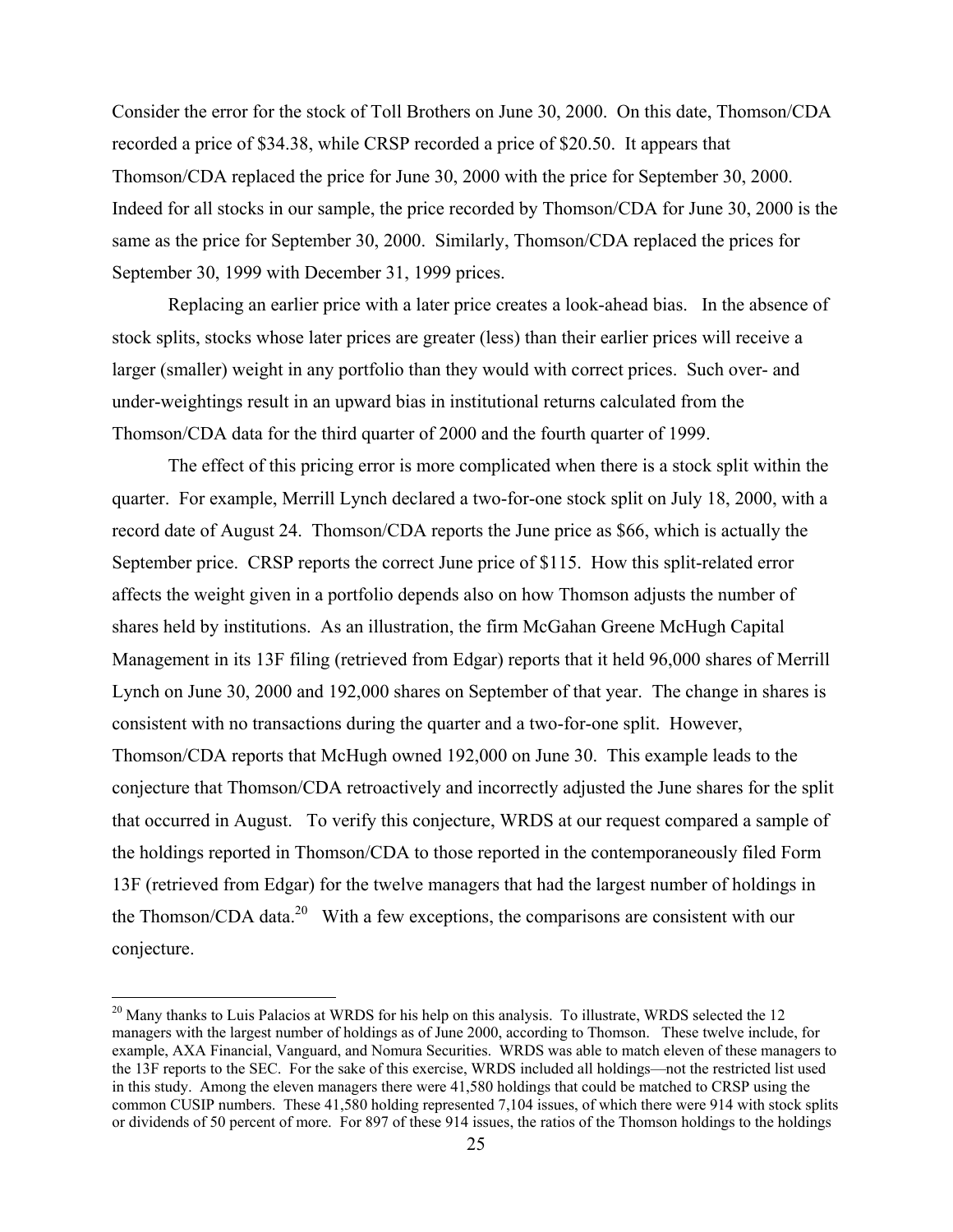Consider the error for the stock of Toll Brothers on June 30, 2000. On this date, Thomson/CDA recorded a price of $34.38, while CRSP recorded a price of $20.50. It appears that Thomson/CDA replaced the price for June 30, 2000 with the price for September 30, 2000. Indeed for all stocks in our sample, the price recorded by Thomson/CDA for June 30, 2000 is the same as the price for September 30, 2000. Similarly, Thomson/CDA replaced the prices for September 30, 1999 with December 31, 1999 prices.

Replacing an earlier price with a later price creates a look-ahead bias. In the absence of stock splits, stocks whose later prices are greater (less) than their earlier prices will receive a larger (smaller) weight in any portfolio than they would with correct prices. Such over- and under-weightings result in an upward bias in institutional returns calculated from the Thomson/CDA data for the third quarter of 2000 and the fourth quarter of 1999.

The effect of this pricing error is more complicated when there is a stock split within the quarter. For example, Merrill Lynch declared a two-for-one stock split on July 18, 2000, with a record date of August 24. Thomson/CDA reports the June price as $66, which is actually the September price. CRSP reports the correct June price of $115. How this split-related error affects the weight given in a portfolio depends also on how Thomson adjusts the number of shares held by institutions. As an illustration, the firm McGahan Greene McHugh Capital Management in its 13F filing (retrieved from Edgar) reports that it held 96,000 shares of Merrill Lynch on June 30, 2000 and 192,000 shares on September of that year. The change in shares is consistent with no transactions during the quarter and a two-for-one split. However, Thomson/CDA reports that McHugh owned 192,000 on June 30. This example leads to the conjecture that Thomson/CDA retroactively and incorrectly adjusted the June shares for the split that occurred in August. To verify this conjecture, WRDS at our request compared a sample of the holdings reported in Thomson/CDA to those reported in the contemporaneously filed Form 13F (retrieved from Edgar) for the twelve managers that had the largest number of holdings in the Thomson/CDA data.[20] With a few exceptions, the comparisons are consistent with our conjecture.

---

[20] Many thanks to Luis Palacios at WRDS for his help on this analysis. To illustrate, WRDS selected the 12 managers with the largest number of holdings as of June 2000, according to Thomson. These twelve include, for example, AXA Financial, Vanguard, and Nomura Securities. WRDS was able to match eleven of these managers to the 13F reports to the SEC. For the sake of this exercise, WRDS included all holdings—not the restricted list used in this study. Among the eleven managers there were 41,580 holdings that could be matched to CRSP using the common CUSIP numbers. These 41,580 holding represented 7,104 issues, of which there were 914 with stock splits or dividends of 50 percent of more. For 897 of these 914 issues, the ratios of the Thomson holdings to the holdings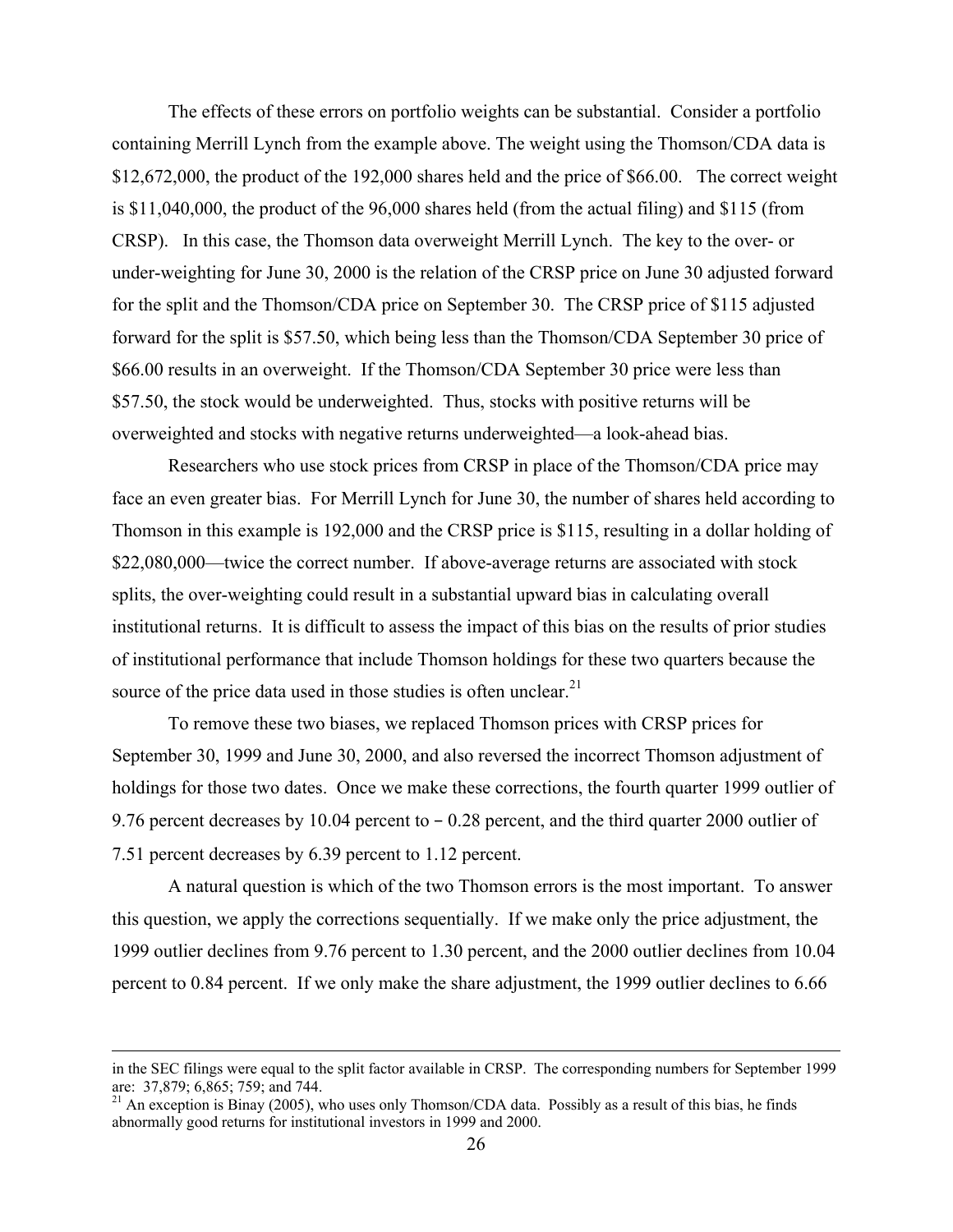The effects of these errors on portfolio weights can be substantial. Consider a portfolio containing Merrill Lynch from the example above. The weight using the Thomson/CDA data is $12,672,000, the product of the 192,000 shares held and the price of $66.00. The correct weight is $11,040,000, the product of the 96,000 shares held (from the actual filing) and $115 (from CRSP). In this case, the Thomson data overweight Merrill Lynch. The key to the over- or under-weighting for June 30, 2000 is the relation of the CRSP price on June 30 adjusted forward for the split and the Thomson/CDA price on September 30. The CRSP price of $115 adjusted forward for the split is $57.50, which being less than the Thomson/CDA September 30 price of $66.00 results in an overweight. If the Thomson/CDA September 30 price were less than $57.50, the stock would be underweighted. Thus, stocks with positive returns will be overweighted and stocks with negative returns underweighted—a look-ahead bias.

Researchers who use stock prices from CRSP in place of the Thomson/CDA price may face an even greater bias. For Merrill Lynch for June 30, the number of shares held according to Thomson in this example is 192,000 and the CRSP price is $115, resulting in a dollar holding of $22,080,000—twice the correct number. If above-average returns are associated with stock splits, the over-weighting could result in a substantial upward bias in calculating overall institutional returns. It is difficult to assess the impact of this bias on the results of prior studies of institutional performance that include Thomson holdings for these two quarters because the source of the price data used in those studies is often unclear.[21]

To remove these two biases, we replaced Thomson prices with CRSP prices for September 30, 1999 and June 30, 2000, and also reversed the incorrect Thomson adjustment of holdings for those two dates. Once we make these corrections, the fourth quarter 1999 outlier of 9.76 percent decreases by 10.04 percent to − 0.28 percent, and the third quarter 2000 outlier of 7.51 percent decreases by 6.39 percent to 1.12 percent.

A natural question is which of the two Thomson errors is the most important. To answer this question, we apply the corrections sequentially. If we make only the price adjustment, the 1999 outlier declines from 9.76 percent to 1.30 percent, and the 2000 outlier declines from 10.04 percent to 0.84 percent. If we only make the share adjustment, the 1999 outlier declines to 6.66

---

in the SEC filings were equal to the split factor available in CRSP. The corresponding numbers for September 1999 are: 37,879; 6,865; 759; and 744.

[21] An exception is Binay (2005), who uses only Thomson/CDA data. Possibly as a result of this bias, he finds abnormally good returns for institutional investors in 1999 and 2000.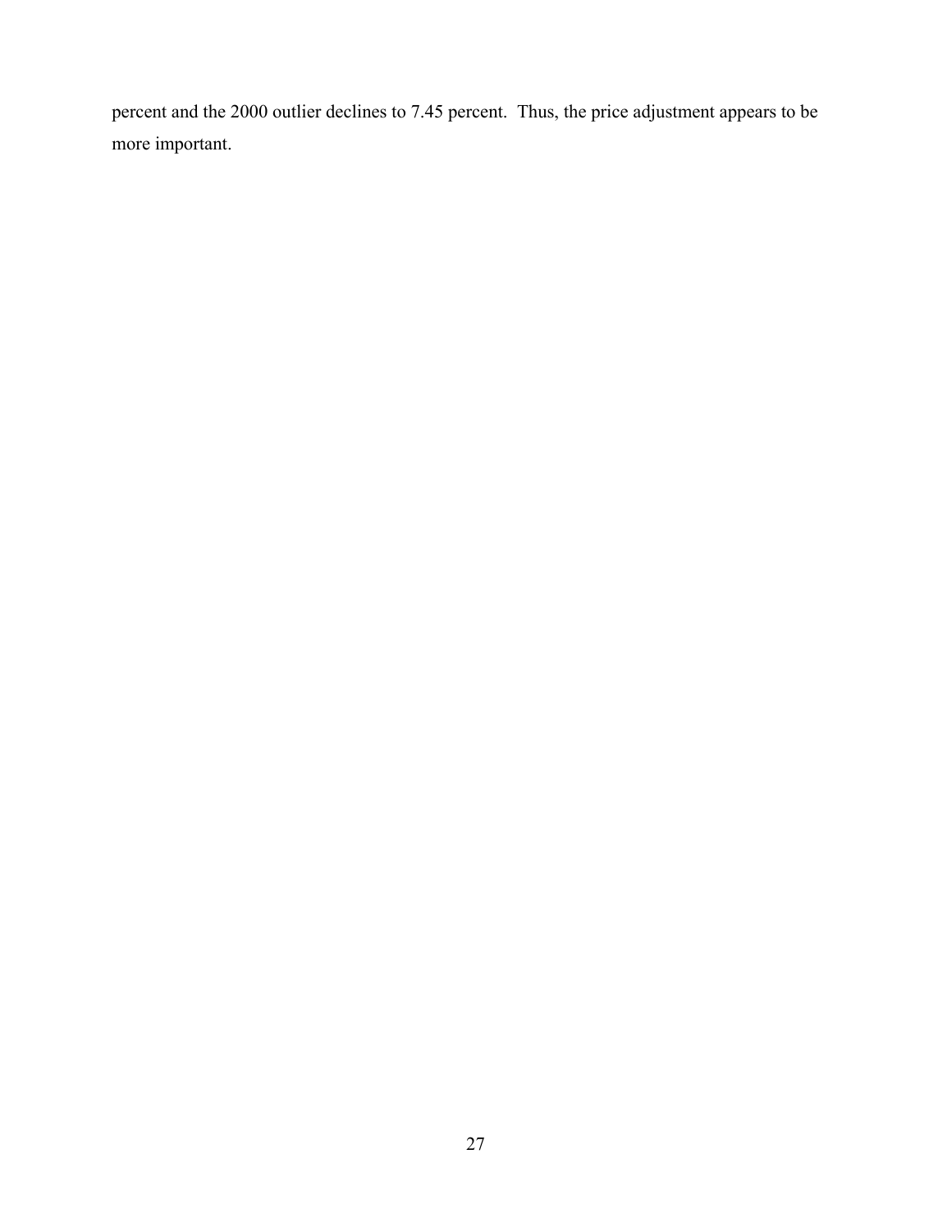percent and the 2000 outlier declines to 7.45 percent. Thus, the price adjustment appears to be more important.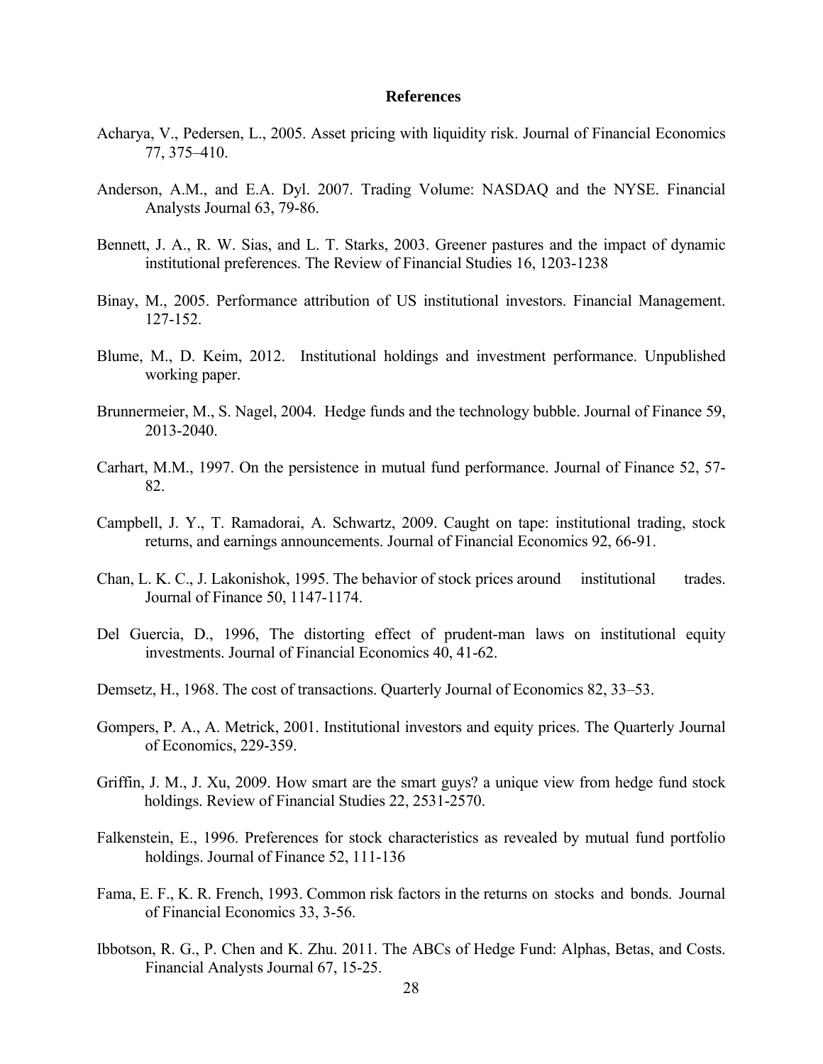# References

Acharya, V., Pedersen, L., 2005. Asset pricing with liquidity risk. Journal of Financial Economics 77, 375–410.

Anderson, A.M., and E.A. Dyl. 2007. Trading Volume: NASDAQ and the NYSE. Financial Analysts Journal 63, 79-86.

Bennett, J. A., R. W. Sias, and L. T. Starks, 2003. Greener pastures and the impact of dynamic institutional preferences. The Review of Financial Studies 16, 1203-1238

Binay, M., 2005. Performance attribution of US institutional investors. Financial Management. 127-152.

Blume, M., D. Keim, 2012. Institutional holdings and investment performance. Unpublished working paper.

Brunnermeier, M., S. Nagel, 2004. Hedge funds and the technology bubble. Journal of Finance 59, 2013-2040.

Carhart, M.M., 1997. On the persistence in mutual fund performance. Journal of Finance 52, 57-82.

Campbell, J. Y., T. Ramadorai, A. Schwartz, 2009. Caught on tape: institutional trading, stock returns, and earnings announcements. Journal of Financial Economics 92, 66-91.

Chan, L. K. C., J. Lakonishok, 1995. The behavior of stock prices around institutional trades. Journal of Finance 50, 1147-1174.

Del Guercia, D., 1996, The distorting effect of prudent-man laws on institutional equity investments. Journal of Financial Economics 40, 41-62.

Demsetz, H., 1968. The cost of transactions. Quarterly Journal of Economics 82, 33–53.

Gompers, P. A., A. Metrick, 2001. Institutional investors and equity prices. The Quarterly Journal of Economics, 229-359.

Griffin, J. M., J. Xu, 2009. How smart are the smart guys? a unique view from hedge fund stock holdings. Review of Financial Studies 22, 2531-2570.

Falkenstein, E., 1996. Preferences for stock characteristics as revealed by mutual fund portfolio holdings. Journal of Finance 52, 111-136

Fama, E. F., K. R. French, 1993. Common risk factors in the returns on stocks and bonds. Journal of Financial Economics 33, 3-56.

Ibbotson, R. G., P. Chen and K. Zhu. 2011. The ABCs of Hedge Fund: Alphas, Betas, and Costs. Financial Analysts Journal 67, 15-25.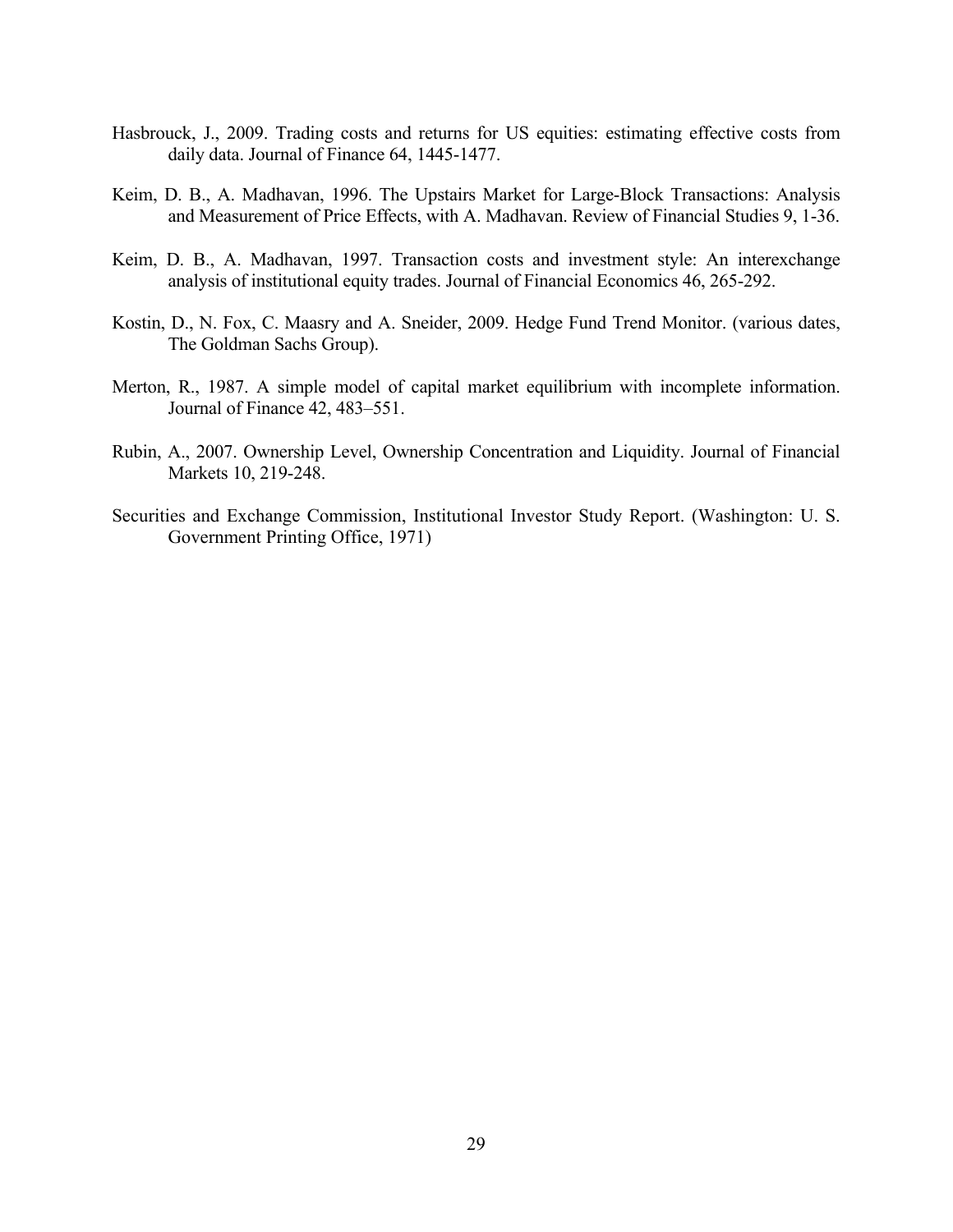Hasbrouck, J., 2009. Trading costs and returns for US equities: estimating effective costs from daily data. Journal of Finance 64, 1445-1477.

Keim, D. B., A. Madhavan, 1996. The Upstairs Market for Large-Block Transactions: Analysis and Measurement of Price Effects, with A. Madhavan. Review of Financial Studies 9, 1-36.

Keim, D. B., A. Madhavan, 1997. Transaction costs and investment style: An interexchange analysis of institutional equity trades. Journal of Financial Economics 46, 265-292.

Kostin, D., N. Fox, C. Maasry and A. Sneider, 2009. Hedge Fund Trend Monitor. (various dates, The Goldman Sachs Group).

Merton, R., 1987. A simple model of capital market equilibrium with incomplete information. Journal of Finance 42, 483–551.

Rubin, A., 2007. Ownership Level, Ownership Concentration and Liquidity. Journal of Financial Markets 10, 219-248.

Securities and Exchange Commission, Institutional Investor Study Report. (Washington: U. S. Government Printing Office, 1971)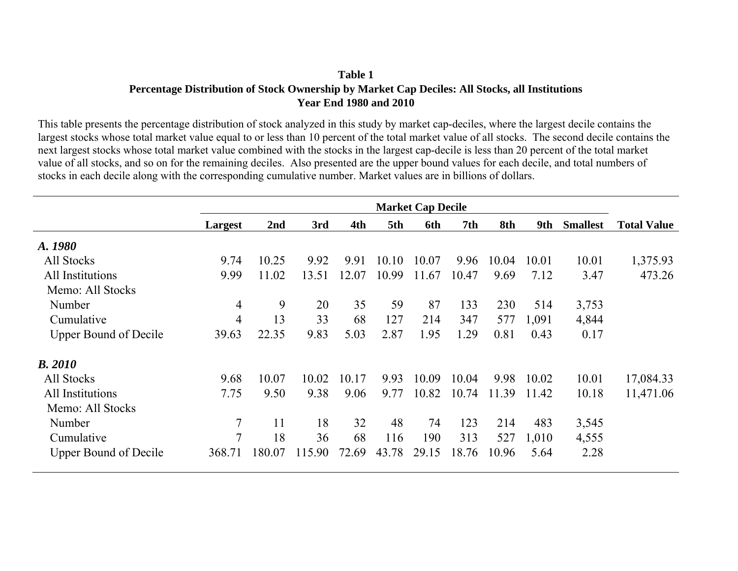**Table 1**
**Percentage Distribution of Stock Ownership by Market Cap Deciles: All Stocks, all Institutions**
**Year End 1980 and 2010**

This table presents the percentage distribution of stock analyzed in this study by market cap-deciles, where the largest decile contains the largest stocks whose total market value equal to or less than 10 percent of the total market value of all stocks. The second decile contains the next largest stocks whose total market value combined with the stocks in the largest cap-decile is less than 20 percent of the total market value of all stocks, and so on for the remaining deciles. Also presented are the upper bound values for each decile, and total numbers of stocks in each decile along with the corresponding cumulative number. Market values are in billions of dollars.

| | Market Cap Decile | | | | | | | | | | |
|---|---|---|---|---|---|---|---|---|---|---|---|
| | **Largest** | **2nd** | **3rd** | **4th** | **5th** | **6th** | **7th** | **8th** | **9th** | **Smallest** | **Total Value** |
| ***A. 1980*** | | | | | | | | | | | |
| All Stocks | 9.74 | 10.25 | 9.92 | 9.91 | 10.10 | 10.07 | 9.96 | 10.04 | 10.01 | 10.01 | 1,375.93 |
| All Institutions | 9.99 | 11.02 | 13.51 | 12.07 | 10.99 | 11.67 | 10.47 | 9.69 | 7.12 | 3.47 | 473.26 |
| Memo: All Stocks | | | | | | | | | | | |
| Number | 4 | 9 | 20 | 35 | 59 | 87 | 133 | 230 | 514 | 3,753 | |
| Cumulative | 4 | 13 | 33 | 68 | 127 | 214 | 347 | 577 | 1,091 | 4,844 | |
| Upper Bound of Decile | 39.63 | 22.35 | 9.83 | 5.03 | 2.87 | 1.95 | 1.29 | 0.81 | 0.43 | 0.17 | |
| ***B. 2010*** | | | | | | | | | | | |
| All Stocks | 9.68 | 10.07 | 10.02 | 10.17 | 9.93 | 10.09 | 10.04 | 9.98 | 10.02 | 10.01 | 17,084.33 |
| All Institutions | 7.75 | 9.50 | 9.38 | 9.06 | 9.77 | 10.82 | 10.74 | 11.39 | 11.42 | 10.18 | 11,471.06 |
| Memo: All Stocks | | | | | | | | | | | |
| Number | 7 | 11 | 18 | 32 | 48 | 74 | 123 | 214 | 483 | 3,545 | |
| Cumulative | 7 | 18 | 36 | 68 | 116 | 190 | 313 | 527 | 1,010 | 4,555 | |
| Upper Bound of Decile | 368.71 | 180.07 | 115.90 | 72.69 | 43.78 | 29.15 | 18.76 | 10.96 | 5.64 | 2.28 | |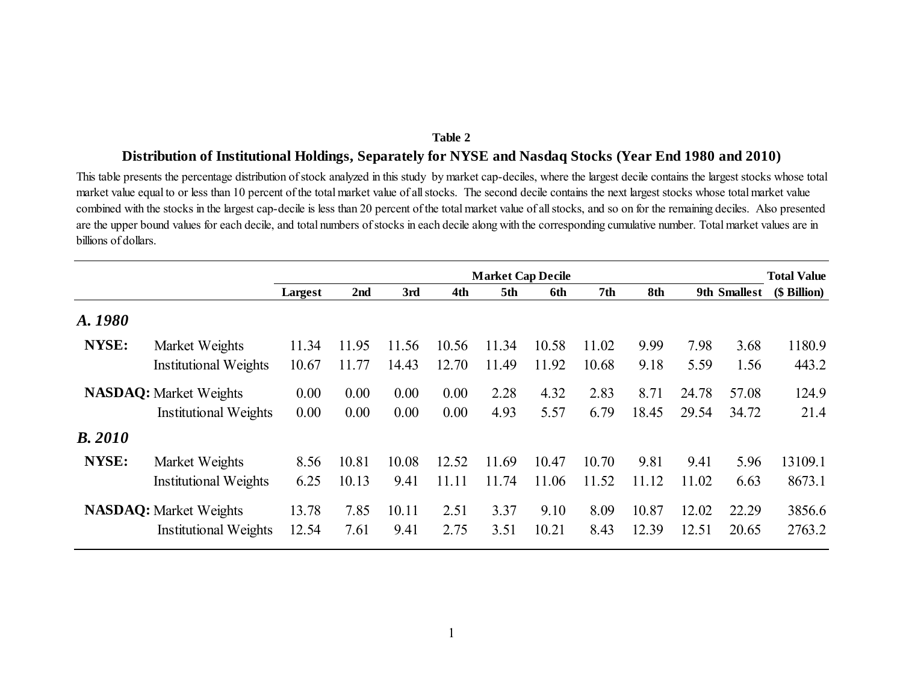**Table 2**

**Distribution of Institutional Holdings, Separately for NYSE and Nasdaq Stocks (Year End 1980 and 2010)**

This table presents the percentage distribution of stock analyzed in this study by market cap-deciles, where the largest decile contains the largest stocks whose total market value equal to or less than 10 percent of the total market value of all stocks. The second decile contains the next largest stocks whose total market value combined with the stocks in the largest cap-decile is less than 20 percent of the total market value of all stocks, and so on for the remaining deciles. Also presented are the upper bound values for each decile, and total numbers of stocks in each decile along with the corresponding cumulative number. Total market values are in billions of dollars.

| | | Market Cap Decile | | | | | | | | | | Total Value |
|---|---|---|---|---|---|---|---|---|---|---|---|---|
| | | **Largest** | **2nd** | **3rd** | **4th** | **5th** | **6th** | **7th** | **8th** | **9th** | **Smallest** | **($ Billion)** |
| ***A. 1980*** | | | | | | | | | | | | |
| **NYSE:** | Market Weights | 11.34 | 11.95 | 11.56 | 10.56 | 11.34 | 10.58 | 11.02 | 9.99 | 7.98 | 3.68 | 1180.9 |
| | Institutional Weights | 10.67 | 11.77 | 14.43 | 12.70 | 11.49 | 11.92 | 10.68 | 9.18 | 5.59 | 1.56 | 443.2 |
| **NASDAQ:** | Market Weights | 0.00 | 0.00 | 0.00 | 0.00 | 2.28 | 4.32 | 2.83 | 8.71 | 24.78 | 57.08 | 124.9 |
| | Institutional Weights | 0.00 | 0.00 | 0.00 | 0.00 | 4.93 | 5.57 | 6.79 | 18.45 | 29.54 | 34.72 | 21.4 |
| ***B. 2010*** | | | | | | | | | | | | |
| **NYSE:** | Market Weights | 8.56 | 10.81 | 10.08 | 12.52 | 11.69 | 10.47 | 10.70 | 9.81 | 9.41 | 5.96 | 13109.1 |
| | Institutional Weights | 6.25 | 10.13 | 9.41 | 11.11 | 11.74 | 11.06 | 11.52 | 11.12 | 11.02 | 6.63 | 8673.1 |
| **NASDAQ:** | Market Weights | 13.78 | 7.85 | 10.11 | 2.51 | 3.37 | 9.10 | 8.09 | 10.87 | 12.02 | 22.29 | 3856.6 |
| | Institutional Weights | 12.54 | 7.61 | 9.41 | 2.75 | 3.51 | 10.21 | 8.43 | 12.39 | 12.51 | 20.65 | 2763.2 |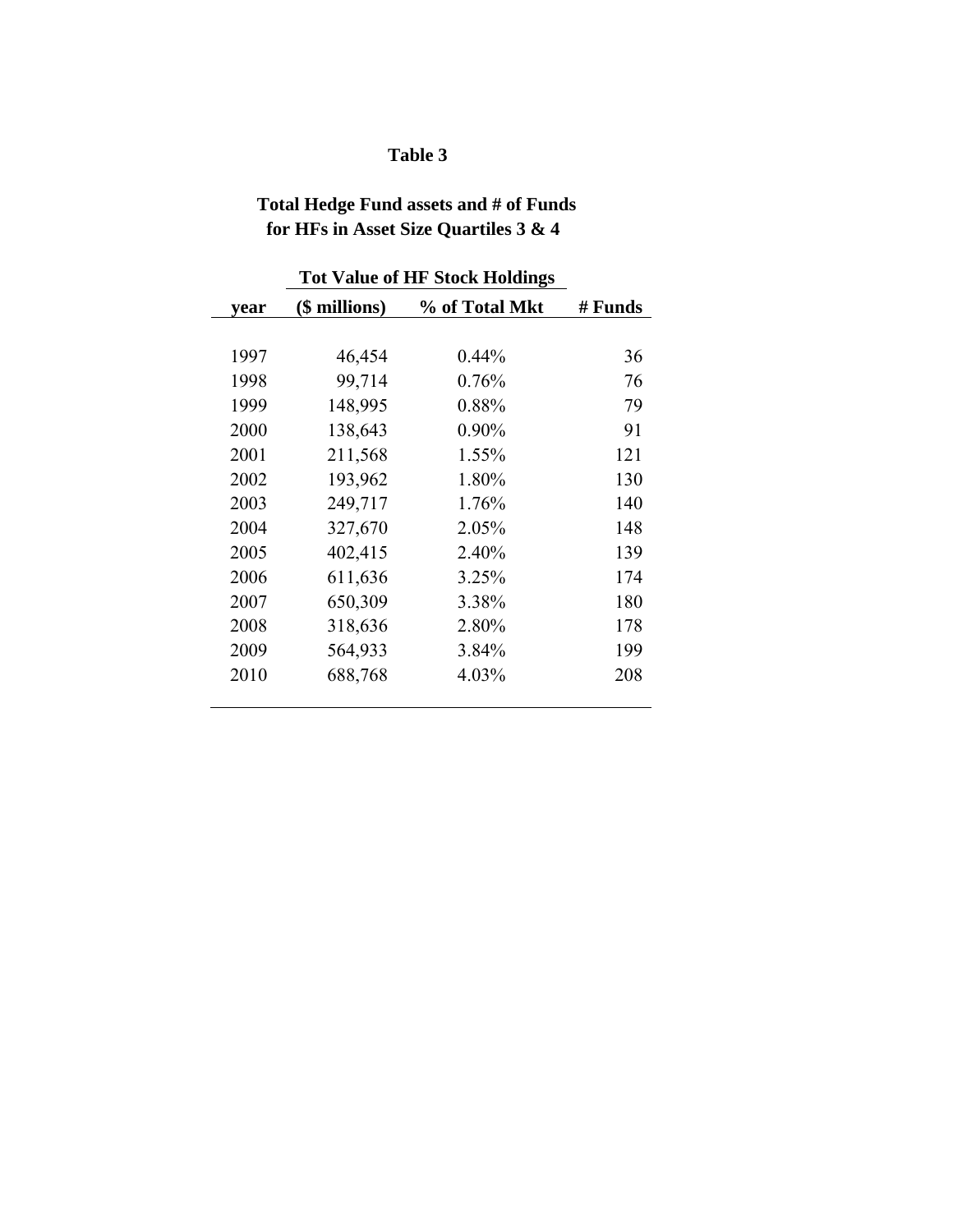# Table 3

## Total Hedge Fund assets and # of Funds for HFs in Asset Size Quartiles 3 & 4

| | Tot Value of HF Stock Holdings | | |
|---|---|---|---|
| year | ($ millions) | % of Total Mkt | # Funds |
| 1997 | 46,454 | 0.44% | 36 |
| 1998 | 99,714 | 0.76% | 76 |
| 1999 | 148,995 | 0.88% | 79 |
| 2000 | 138,643 | 0.90% | 91 |
| 2001 | 211,568 | 1.55% | 121 |
| 2002 | 193,962 | 1.80% | 130 |
| 2003 | 249,717 | 1.76% | 140 |
| 2004 | 327,670 | 2.05% | 148 |
| 2005 | 402,415 | 2.40% | 139 |
| 2006 | 611,636 | 3.25% | 174 |
| 2007 | 650,309 | 3.38% | 180 |
| 2008 | 318,636 | 2.80% | 178 |
| 2009 | 564,933 | 3.84% | 199 |
| 2010 | 688,768 | 4.03% | 208 |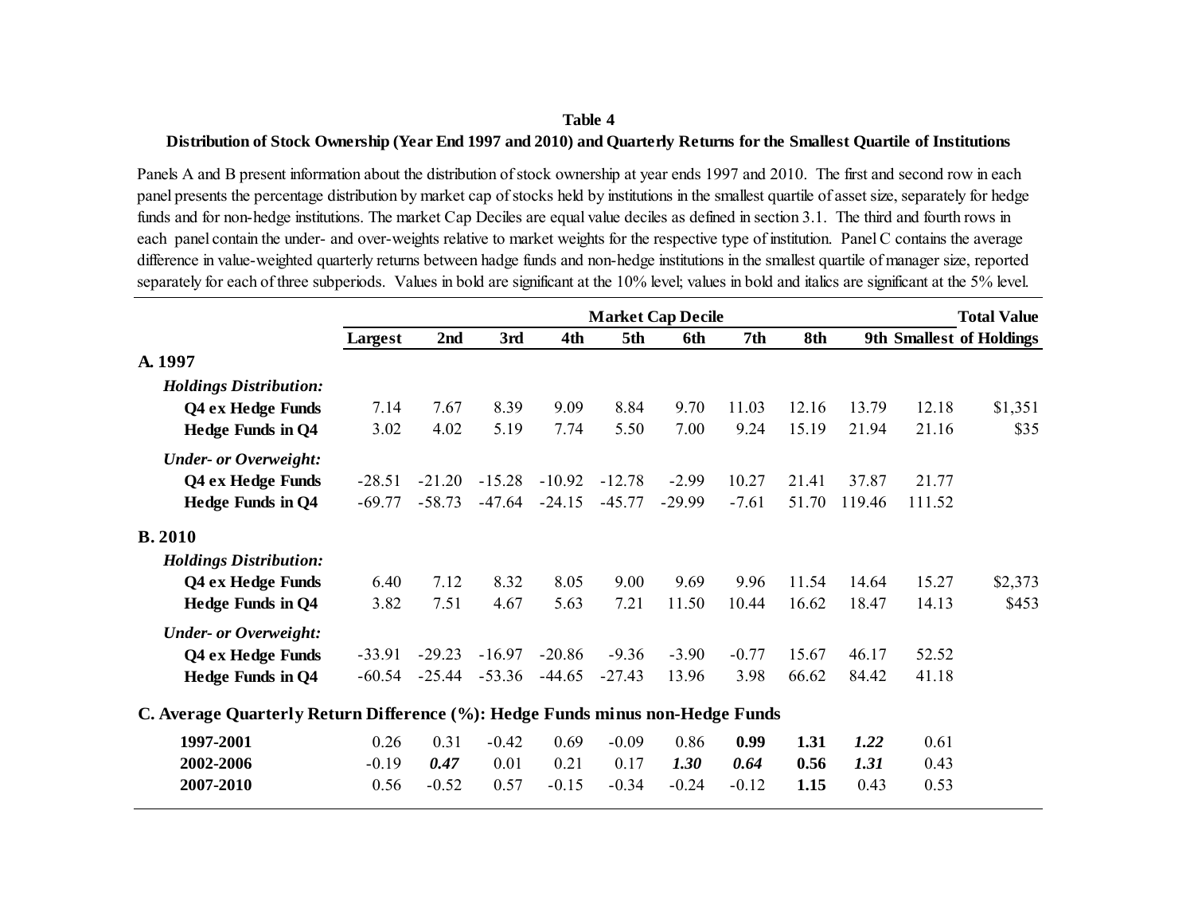**Table 4**

**Distribution of Stock Ownership (Year End 1997 and 2010) and Quarterly Returns for the Smallest Quartile of Institutions**

Panels A and B present information about the distribution of stock ownership at year ends 1997 and 2010. The first and second row in each panel presents the percentage distribution by market cap of stocks held by institutions in the smallest quartile of asset size, separately for hedge funds and for non-hedge institutions. The market Cap Deciles are equal value deciles as defined in section 3.1. The third and fourth rows in each panel contain the under- and over-weights relative to market weights for the respective type of institution. Panel C contains the average difference in value-weighted quarterly returns between hadge funds and non-hedge institutions in the smallest quartile of manager size, reported separately for each of three subperiods. Values in bold are significant at the 10% level; values in bold and italics are significant at the 5% level.

| | Market Cap Decile | | | | | | | | | | Total Value |
|---|---|---|---|---|---|---|---|---|---|---|---|
| | **Largest** | **2nd** | **3rd** | **4th** | **5th** | **6th** | **7th** | **8th** | **9th** | **Smallest** | **of Holdings** |
| **A. 1997** | | | | | | | | | | | |
| ***Holdings Distribution:*** | | | | | | | | | | | |
| **Q4 ex Hedge Funds** | 7.14 | 7.67 | 8.39 | 9.09 | 8.84 | 9.70 | 11.03 | 12.16 | 13.79 | 12.18 | $1,351 |
| **Hedge Funds in Q4** | 3.02 | 4.02 | 5.19 | 7.74 | 5.50 | 7.00 | 9.24 | 15.19 | 21.94 | 21.16 | $35 |
| ***Under- or Overweight:*** | | | | | | | | | | | |
| **Q4 ex Hedge Funds** | -28.51 | -21.20 | -15.28 | -10.92 | -12.78 | -2.99 | 10.27 | 21.41 | 37.87 | 21.77 | |
| **Hedge Funds in Q4** | -69.77 | -58.73 | -47.64 | -24.15 | -45.77 | -29.99 | -7.61 | 51.70 | 119.46 | 111.52 | |
| **B. 2010** | | | | | | | | | | | |
| ***Holdings Distribution:*** | | | | | | | | | | | |
| **Q4 ex Hedge Funds** | 6.40 | 7.12 | 8.32 | 8.05 | 9.00 | 9.69 | 9.96 | 11.54 | 14.64 | 15.27 | $2,373 |
| **Hedge Funds in Q4** | 3.82 | 7.51 | 4.67 | 5.63 | 7.21 | 11.50 | 10.44 | 16.62 | 18.47 | 14.13 | $453 |
| ***Under- or Overweight:*** | | | | | | | | | | | |
| **Q4 ex Hedge Funds** | -33.91 | -29.23 | -16.97 | -20.86 | -9.36 | -3.90 | -0.77 | 15.67 | 46.17 | 52.52 | |
| **Hedge Funds in Q4** | -60.54 | -25.44 | -53.36 | -44.65 | -27.43 | 13.96 | 3.98 | 66.62 | 84.42 | 41.18 | |
| **C. Average Quarterly Return Difference (%): Hedge Funds minus non-Hedge Funds** | | | | | | | | | | | |
| **1997-2001** | 0.26 | 0.31 | -0.42 | 0.69 | -0.09 | 0.86 | **0.99** | **1.31** | ***1.22*** | 0.61 | |
| **2002-2006** | -0.19 | ***0.47*** | 0.01 | 0.21 | 0.17 | ***1.30*** | ***0.64*** | **0.56** | ***1.31*** | 0.43 | |
| **2007-2010** | 0.56 | -0.52 | 0.57 | -0.15 | -0.34 | -0.24 | -0.12 | **1.15** | 0.43 | 0.53 | |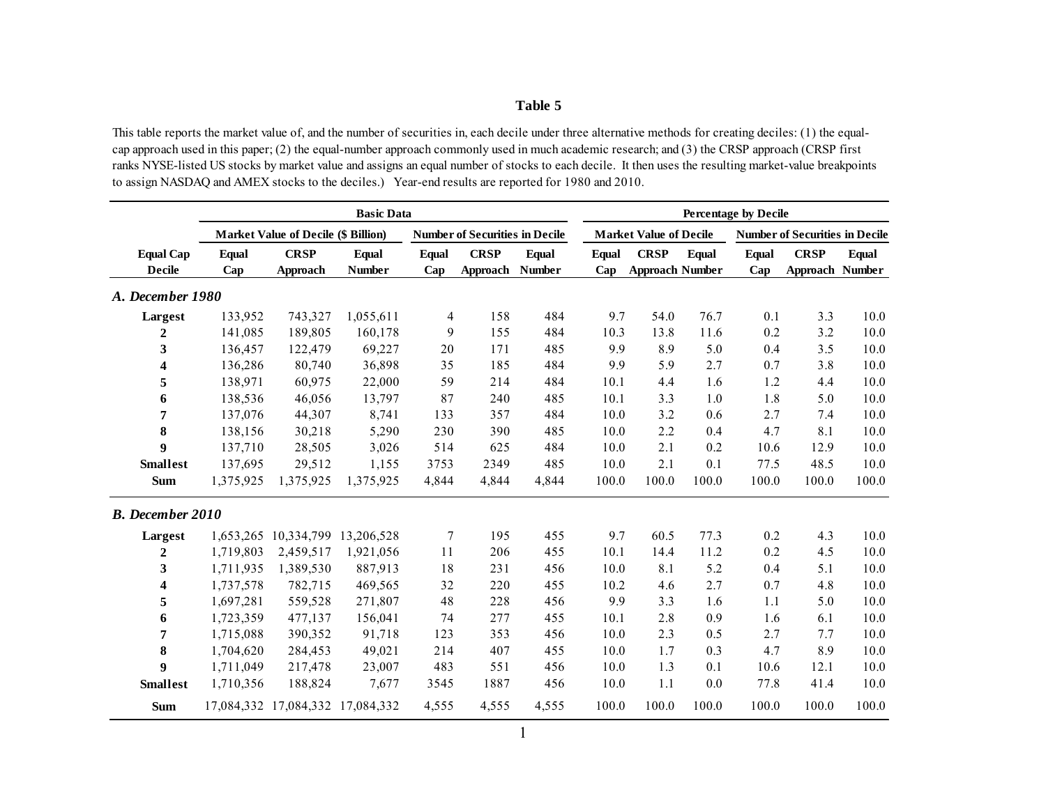### Table 5

This table reports the market value of, and the number of securities in, each decile under three alternative methods for creating deciles: (1) the equal-cap approach used in this paper; (2) the equal-number approach commonly used in much academic research; and (3) the CRSP approach (CRSP first ranks NYSE-listed US stocks by market value and assigns an equal number of stocks to each decile. It then uses the resulting market-value breakpoints to assign NASDAQ and AMEX stocks to the deciles.) Year-end results are reported for 1980 and 2010.

| | Basic Data | | | | | | Percentage by Decile | | | | | |
|---|---|---|---|---|---|---|---|---|---|---|---|---|
| | Market Value of Decile ($ Billion) | | | Number of Securities in Decile | | | Market Value of Decile | | | Number of Securities in Decile | | |
| Equal Cap Decile | Equal Cap | CRSP Approach | Equal Number | Equal Cap | CRSP Approach | Equal Number | Equal Cap | CRSP Approach | Equal Number | Equal Cap | CRSP Approach | Equal Number |
| ***A. December 1980*** | | | | | | | | | | | | |
| **Largest** | 133,952 | 743,327 | 1,055,611 | 4 | 158 | 484 | 9.7 | 54.0 | 76.7 | 0.1 | 3.3 | 10.0 |
| **2** | 141,085 | 189,805 | 160,178 | 9 | 155 | 484 | 10.3 | 13.8 | 11.6 | 0.2 | 3.2 | 10.0 |
| **3** | 136,457 | 122,479 | 69,227 | 20 | 171 | 485 | 9.9 | 8.9 | 5.0 | 0.4 | 3.5 | 10.0 |
| **4** | 136,286 | 80,740 | 36,898 | 35 | 185 | 484 | 9.9 | 5.9 | 2.7 | 0.7 | 3.8 | 10.0 |
| **5** | 138,971 | 60,975 | 22,000 | 59 | 214 | 484 | 10.1 | 4.4 | 1.6 | 1.2 | 4.4 | 10.0 |
| **6** | 138,536 | 46,056 | 13,797 | 87 | 240 | 485 | 10.1 | 3.3 | 1.0 | 1.8 | 5.0 | 10.0 |
| **7** | 137,076 | 44,307 | 8,741 | 133 | 357 | 484 | 10.0 | 3.2 | 0.6 | 2.7 | 7.4 | 10.0 |
| **8** | 138,156 | 30,218 | 5,290 | 230 | 390 | 485 | 10.0 | 2.2 | 0.4 | 4.7 | 8.1 | 10.0 |
| **9** | 137,710 | 28,505 | 3,026 | 514 | 625 | 484 | 10.0 | 2.1 | 0.2 | 10.6 | 12.9 | 10.0 |
| **Smallest** | 137,695 | 29,512 | 1,155 | 3753 | 2349 | 485 | 10.0 | 2.1 | 0.1 | 77.5 | 48.5 | 10.0 |
| **Sum** | 1,375,925 | 1,375,925 | 1,375,925 | 4,844 | 4,844 | 4,844 | 100.0 | 100.0 | 100.0 | 100.0 | 100.0 | 100.0 |
| ***B. December 2010*** | | | | | | | | | | | | |
| **Largest** | 1,653,265 | 10,334,799 | 13,206,528 | 7 | 195 | 455 | 9.7 | 60.5 | 77.3 | 0.2 | 4.3 | 10.0 |
| **2** | 1,719,803 | 2,459,517 | 1,921,056 | 11 | 206 | 455 | 10.1 | 14.4 | 11.2 | 0.2 | 4.5 | 10.0 |
| **3** | 1,711,935 | 1,389,530 | 887,913 | 18 | 231 | 456 | 10.0 | 8.1 | 5.2 | 0.4 | 5.1 | 10.0 |
| **4** | 1,737,578 | 782,715 | 469,565 | 32 | 220 | 455 | 10.2 | 4.6 | 2.7 | 0.7 | 4.8 | 10.0 |
| **5** | 1,697,281 | 559,528 | 271,807 | 48 | 228 | 456 | 9.9 | 3.3 | 1.6 | 1.1 | 5.0 | 10.0 |
| **6** | 1,723,359 | 477,137 | 156,041 | 74 | 277 | 455 | 10.1 | 2.8 | 0.9 | 1.6 | 6.1 | 10.0 |
| **7** | 1,715,088 | 390,352 | 91,718 | 123 | 353 | 456 | 10.0 | 2.3 | 0.5 | 2.7 | 7.7 | 10.0 |
| **8** | 1,704,620 | 284,453 | 49,021 | 214 | 407 | 455 | 10.0 | 1.7 | 0.3 | 4.7 | 8.9 | 10.0 |
| **9** | 1,711,049 | 217,478 | 23,007 | 483 | 551 | 456 | 10.0 | 1.3 | 0.1 | 10.6 | 12.1 | 10.0 |
| **Smallest** | 1,710,356 | 188,824 | 7,677 | 3545 | 1887 | 456 | 10.0 | 1.1 | 0.0 | 77.8 | 41.4 | 10.0 |
| **Sum** | 17,084,332 | 17,084,332 | 17,084,332 | 4,555 | 4,555 | 4,555 | 100.0 | 100.0 | 100.0 | 100.0 | 100.0 | 100.0 |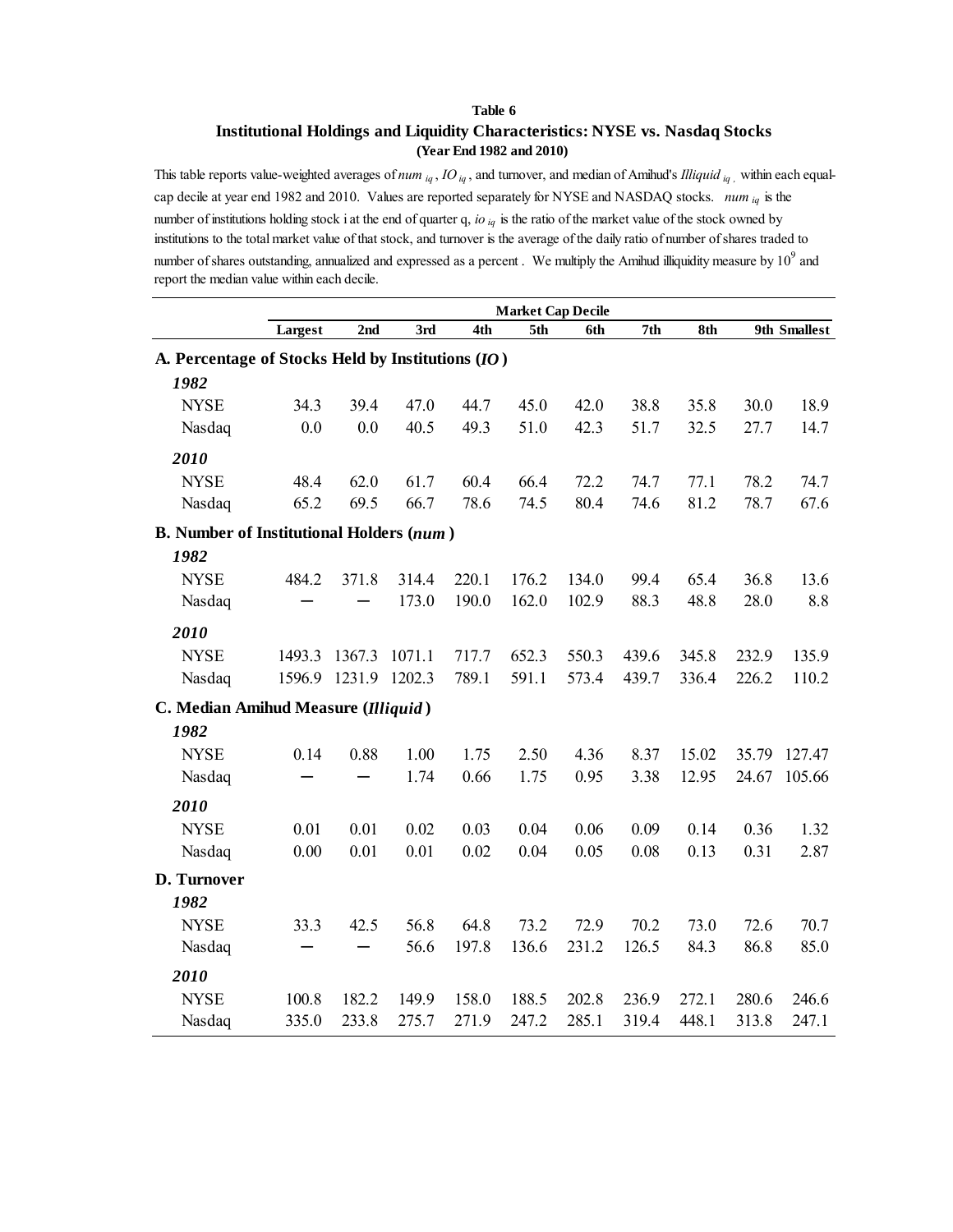**Table 6**

**Institutional Holdings and Liquidity Characteristics: NYSE vs. Nasdaq Stocks**

**(Year End 1982 and 2010)**

This table reports value-weighted averages of $num_{iq}$, $IO_{iq}$, and turnover, and median of Amihud's $Illiquid_{iq}$, within each equal-cap decile at year end 1982 and 2010. Values are reported separately for NYSE and NASDAQ stocks. $num_{iq}$ is the number of institutions holding stock i at the end of quarter q, $io_{iq}$ is the ratio of the market value of the stock owned by institutions to the total market value of that stock, and turnover is the average of the daily ratio of number of shares traded to number of shares outstanding, annualized and expressed as a percent. We multiply the Amihud illiquidity measure by $10^9$ and report the median value within each decile.

| | Market Cap Decile | | | | | | | | | |
|---|---|---|---|---|---|---|---|---|---|---|
| | **Largest** | **2nd** | **3rd** | **4th** | **5th** | **6th** | **7th** | **8th** | **9th** | **Smallest** |
| **A. Percentage of Stocks Held by Institutions (*IO*)** | | | | | | | | | | |
| ***1982*** | | | | | | | | | | |
| NYSE | 34.3 | 39.4 | 47.0 | 44.7 | 45.0 | 42.0 | 38.8 | 35.8 | 30.0 | 18.9 |
| Nasdaq | 0.0 | 0.0 | 40.5 | 49.3 | 51.0 | 42.3 | 51.7 | 32.5 | 27.7 | 14.7 |
| ***2010*** | | | | | | | | | | |
| NYSE | 48.4 | 62.0 | 61.7 | 60.4 | 66.4 | 72.2 | 74.7 | 77.1 | 78.2 | 74.7 |
| Nasdaq | 65.2 | 69.5 | 66.7 | 78.6 | 74.5 | 80.4 | 74.6 | 81.2 | 78.7 | 67.6 |
| **B. Number of Institutional Holders (*num*)** | | | | | | | | | | |
| ***1982*** | | | | | | | | | | |
| NYSE | 484.2 | 371.8 | 314.4 | 220.1 | 176.2 | 134.0 | 99.4 | 65.4 | 36.8 | 13.6 |
| Nasdaq | – | – | 173.0 | 190.0 | 162.0 | 102.9 | 88.3 | 48.8 | 28.0 | 8.8 |
| ***2010*** | | | | | | | | | | |
| NYSE | 1493.3 | 1367.3 | 1071.1 | 717.7 | 652.3 | 550.3 | 439.6 | 345.8 | 232.9 | 135.9 |
| Nasdaq | 1596.9 | 1231.9 | 1202.3 | 789.1 | 591.1 | 573.4 | 439.7 | 336.4 | 226.2 | 110.2 |
| **C. Median Amihud Measure (*Illiquid*)** | | | | | | | | | | |
| ***1982*** | | | | | | | | | | |
| NYSE | 0.14 | 0.88 | 1.00 | 1.75 | 2.50 | 4.36 | 8.37 | 15.02 | 35.79 | 127.47 |
| Nasdaq | – | – | 1.74 | 0.66 | 1.75 | 0.95 | 3.38 | 12.95 | 24.67 | 105.66 |
| ***2010*** | | | | | | | | | | |
| NYSE | 0.01 | 0.01 | 0.02 | 0.03 | 0.04 | 0.06 | 0.09 | 0.14 | 0.36 | 1.32 |
| Nasdaq | 0.00 | 0.01 | 0.01 | 0.02 | 0.04 | 0.05 | 0.08 | 0.13 | 0.31 | 2.87 |
| **D. Turnover** | | | | | | | | | | |
| ***1982*** | | | | | | | | | | |
| NYSE | 33.3 | 42.5 | 56.8 | 64.8 | 73.2 | 72.9 | 70.2 | 73.0 | 72.6 | 70.7 |
| Nasdaq | – | – | 56.6 | 197.8 | 136.6 | 231.2 | 126.5 | 84.3 | 86.8 | 85.0 |
| ***2010*** | | | | | | | | | | |
| NYSE | 100.8 | 182.2 | 149.9 | 158.0 | 188.5 | 202.8 | 236.9 | 272.1 | 280.6 | 246.6 |
| Nasdaq | 335.0 | 233.8 | 275.7 | 271.9 | 247.2 | 285.1 | 319.4 | 448.1 | 313.8 | 247.1 |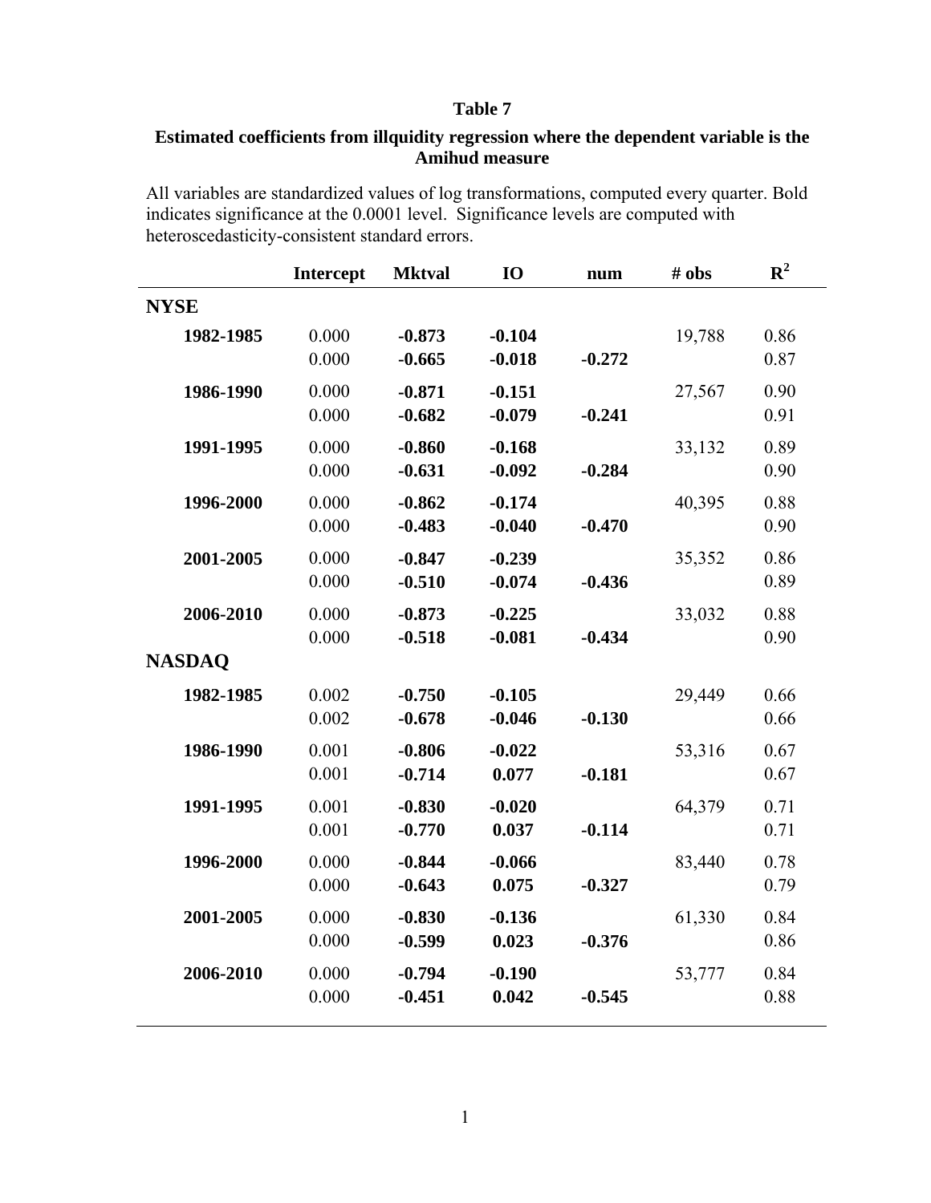**Table 7**

**Estimated coefficients from illquidity regression where the dependent variable is the Amihud measure**

All variables are standardized values of log transformations, computed every quarter. Bold indicates significance at the 0.0001 level. Significance levels are computed with heteroscedasticity-consistent standard errors.

| | Intercept | Mktval | IO | num | # obs | $R^2$ |
|---|---|---|---|---|---|---|
| **NYSE** | | | | | | |
| **1982-1985** | 0.000 | **-0.873** | **-0.104** | | 19,788 | 0.86 |
| | 0.000 | **-0.665** | **-0.018** | **-0.272** | | 0.87 |
| **1986-1990** | 0.000 | **-0.871** | **-0.151** | | 27,567 | 0.90 |
| | 0.000 | **-0.682** | **-0.079** | **-0.241** | | 0.91 |
| **1991-1995** | 0.000 | **-0.860** | **-0.168** | | 33,132 | 0.89 |
| | 0.000 | **-0.631** | **-0.092** | **-0.284** | | 0.90 |
| **1996-2000** | 0.000 | **-0.862** | **-0.174** | | 40,395 | 0.88 |
| | 0.000 | **-0.483** | **-0.040** | **-0.470** | | 0.90 |
| **2001-2005** | 0.000 | **-0.847** | **-0.239** | | 35,352 | 0.86 |
| | 0.000 | **-0.510** | **-0.074** | **-0.436** | | 0.89 |
| **2006-2010** | 0.000 | **-0.873** | **-0.225** | | 33,032 | 0.88 |
| | 0.000 | **-0.518** | **-0.081** | **-0.434** | | 0.90 |
| **NASDAQ** | | | | | | |
| **1982-1985** | 0.002 | **-0.750** | **-0.105** | | 29,449 | 0.66 |
| | 0.002 | **-0.678** | **-0.046** | **-0.130** | | 0.66 |
| **1986-1990** | 0.001 | **-0.806** | **-0.022** | | 53,316 | 0.67 |
| | 0.001 | **-0.714** | **0.077** | **-0.181** | | 0.67 |
| **1991-1995** | 0.001 | **-0.830** | **-0.020** | | 64,379 | 0.71 |
| | 0.001 | **-0.770** | **0.037** | **-0.114** | | 0.71 |
| **1996-2000** | 0.000 | **-0.844** | **-0.066** | | 83,440 | 0.78 |
| | 0.000 | **-0.643** | **0.075** | **-0.327** | | 0.79 |
| **2001-2005** | 0.000 | **-0.830** | **-0.136** | | 61,330 | 0.84 |
| | 0.000 | **-0.599** | **0.023** | **-0.376** | | 0.86 |
| **2006-2010** | 0.000 | **-0.794** | **-0.190** | | 53,777 | 0.84 |
| | 0.000 | **-0.451** | **0.042** | **-0.545** | | 0.88 |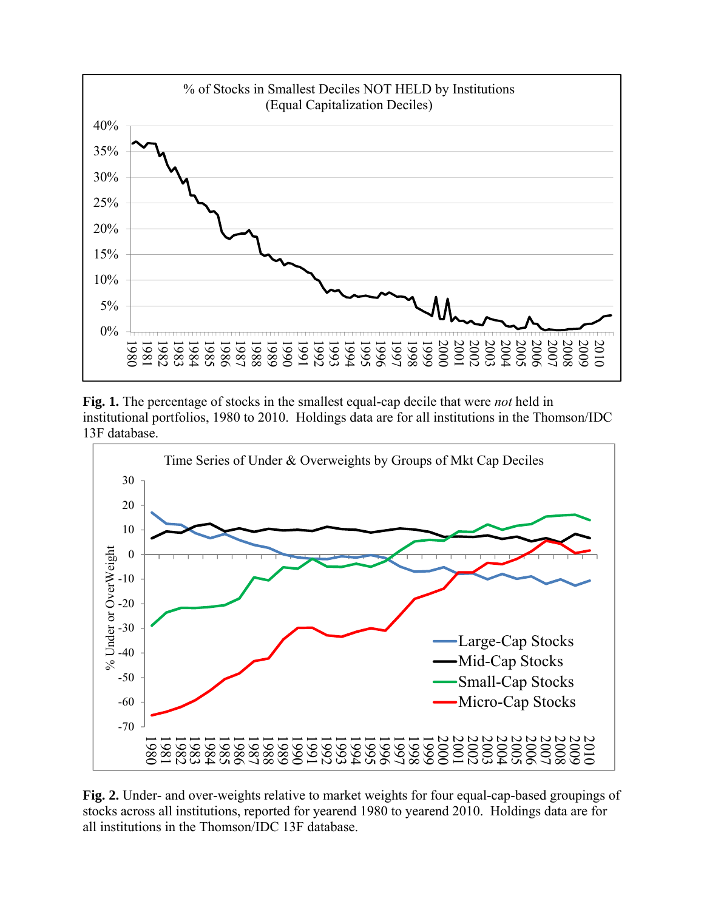**Fig. 1.** The percentage of stocks in the smallest equal-cap decile that were *not* held in institutional portfolios, 1980 to 2010. Holdings data are for all institutions in the Thomson/IDC 13F database.

**Fig. 2.** Under- and over-weights relative to market weights for four equal-cap-based groupings of stocks across all institutions, reported for yearend 1980 to yearend 2010. Holdings data are for all institutions in the Thomson/IDC 13F database.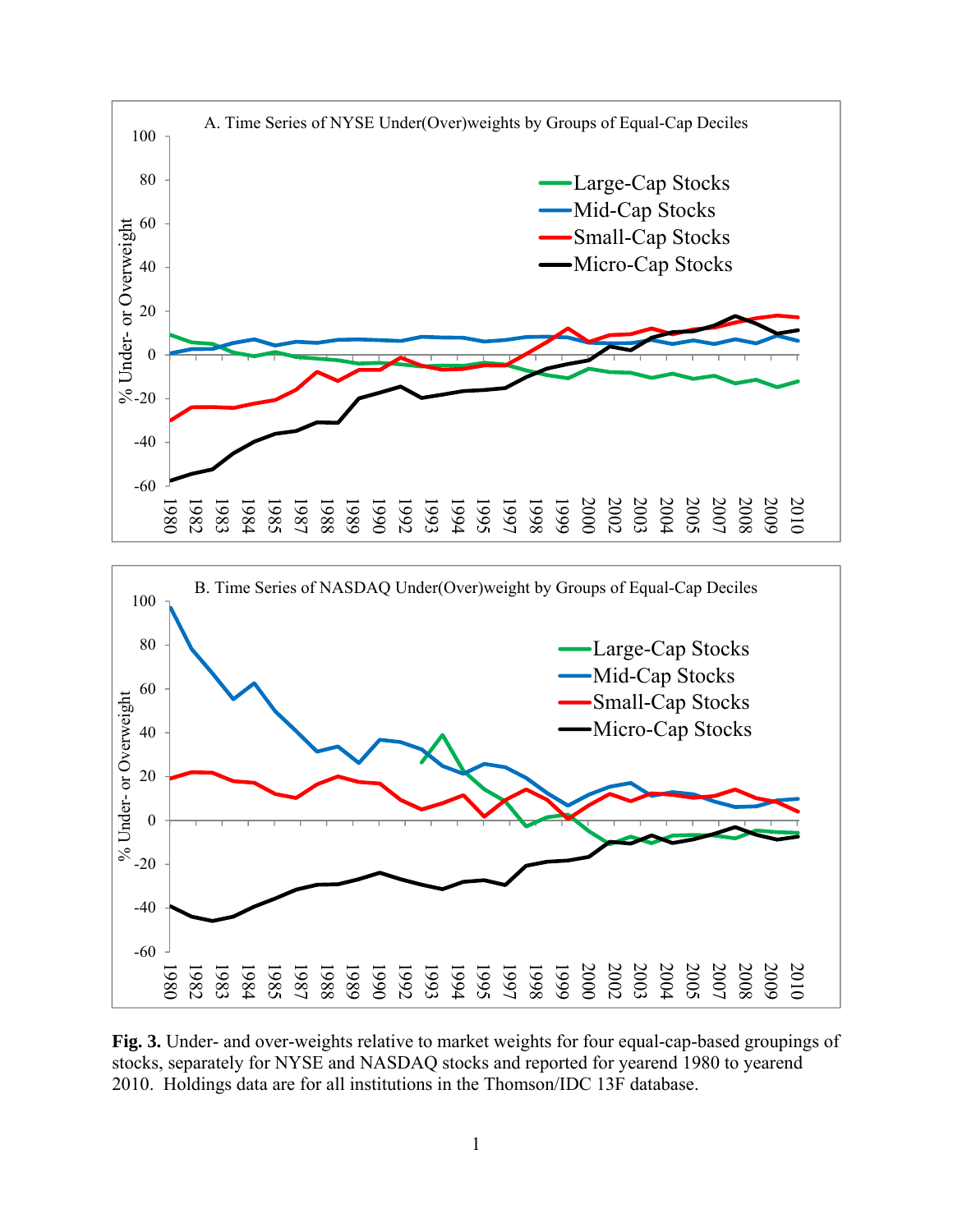**Fig. 3.** Under- and over-weights relative to market weights for four equal-cap-based groupings of stocks, separately for NYSE and NASDAQ stocks and reported for yearend 1980 to yearend 2010. Holdings data are for all institutions in the Thomson/IDC 13F database.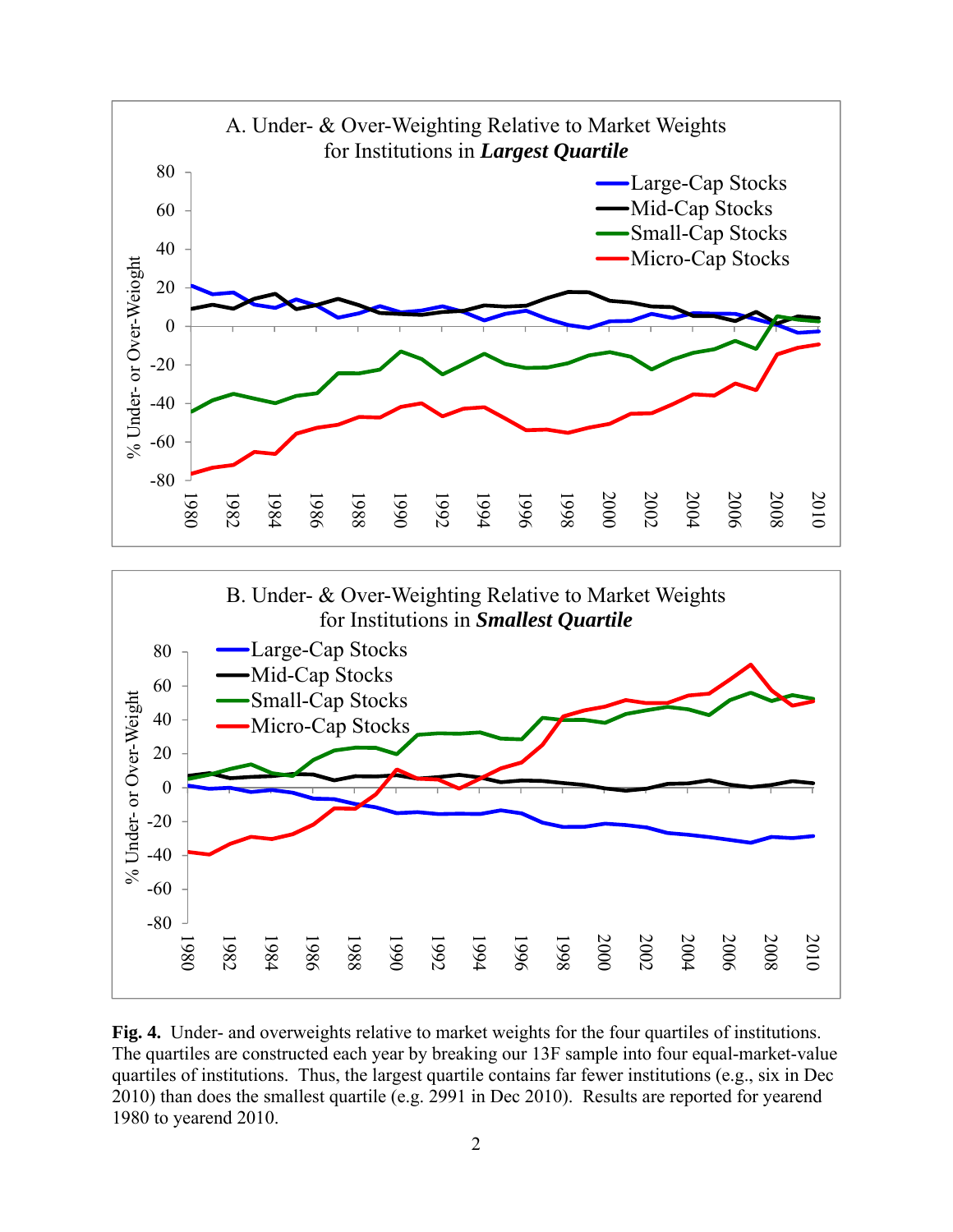**Fig. 4.** Under- and overweights relative to market weights for the four quartiles of institutions. The quartiles are constructed each year by breaking our 13F sample into four equal-market-value quartiles of institutions. Thus, the largest quartile contains far fewer institutions (e.g., six in Dec 2010) than does the smallest quartile (e.g. 2991 in Dec 2010). Results are reported for yearend 1980 to yearend 2010.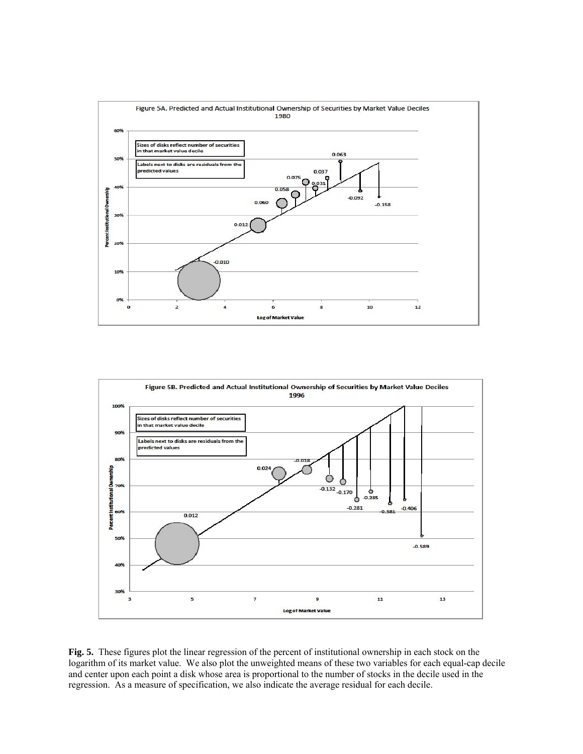**Fig. 5.** These figures plot the linear regression of the percent of institutional ownership in each stock on the logarithm of its market value. We also plot the unweighted means of these two variables for each equal-cap decile and center upon each point a disk whose area is proportional to the number of stocks in the decile used in the regression. As a measure of specification, we also indicate the average residual for each decile.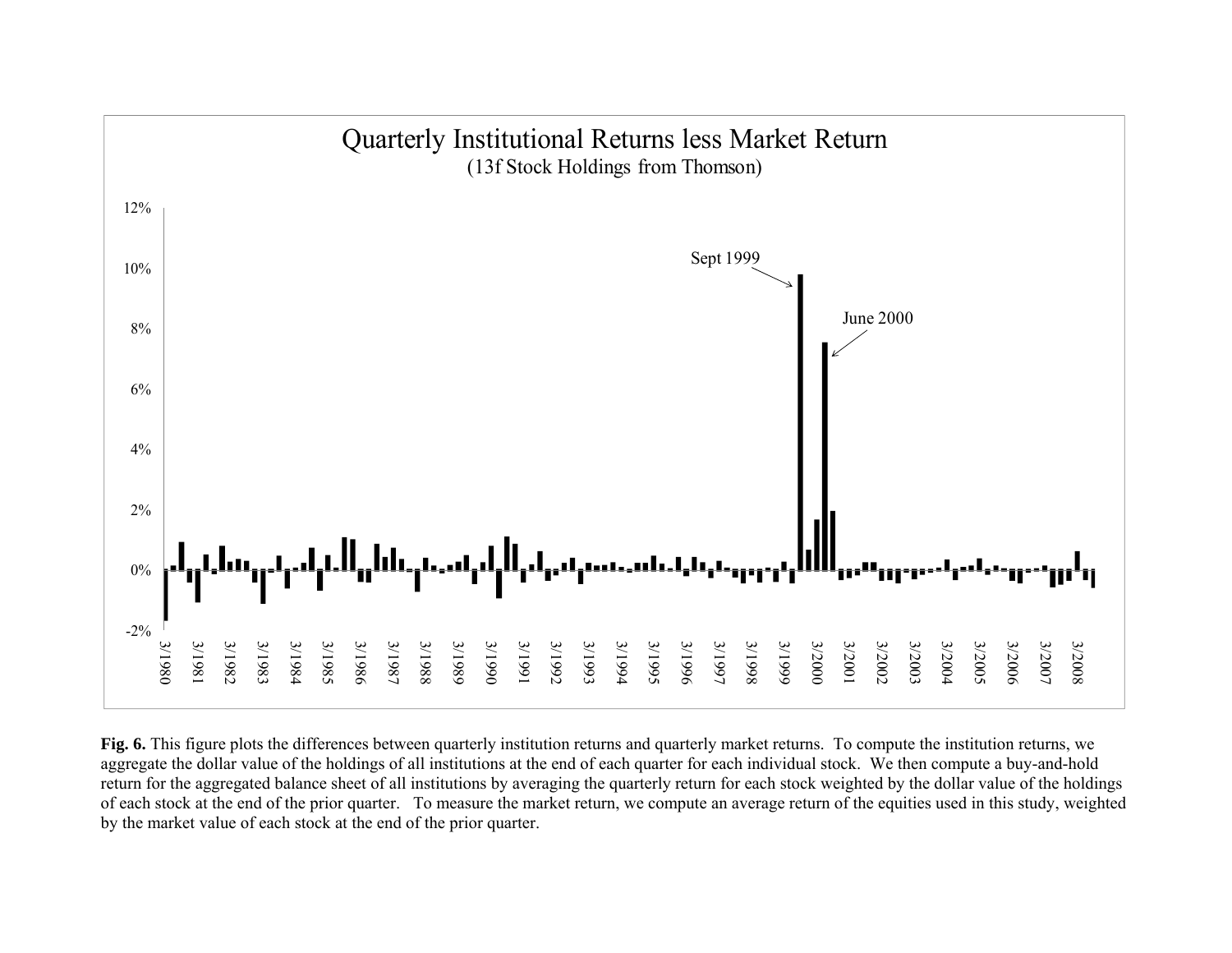Quarterly Institutional Returns less Market Return

(13f Stock Holdings from Thomson)

12%

10%

8%

6%

4%

2%

0%

-2%

Sept 1999

June 2000

3/1980 3/1981 3/1982 3/1983 3/1984 3/1985 3/1986 3/1987 3/1988 3/1989 3/1990 3/1991 3/1992 3/1993 3/1994 3/1995 3/1996 3/1997 3/1998 3/1999 3/2000 3/2001 3/2002 3/2003 3/2004 3/2005 3/2006 3/2007 3/2008

**Fig. 6.** This figure plots the differences between quarterly institution returns and quarterly market returns. To compute the institution returns, we aggregate the dollar value of the holdings of all institutions at the end of each quarter for each individual stock. We then compute a buy-and-hold return for the aggregated balance sheet of all institutions by averaging the quarterly return for each stock weighted by the dollar value of the holdings of each stock at the end of the prior quarter. To measure the market return, we compute an average return of the equities used in this study, weighted by the market value of each stock at the end of the prior quarter.